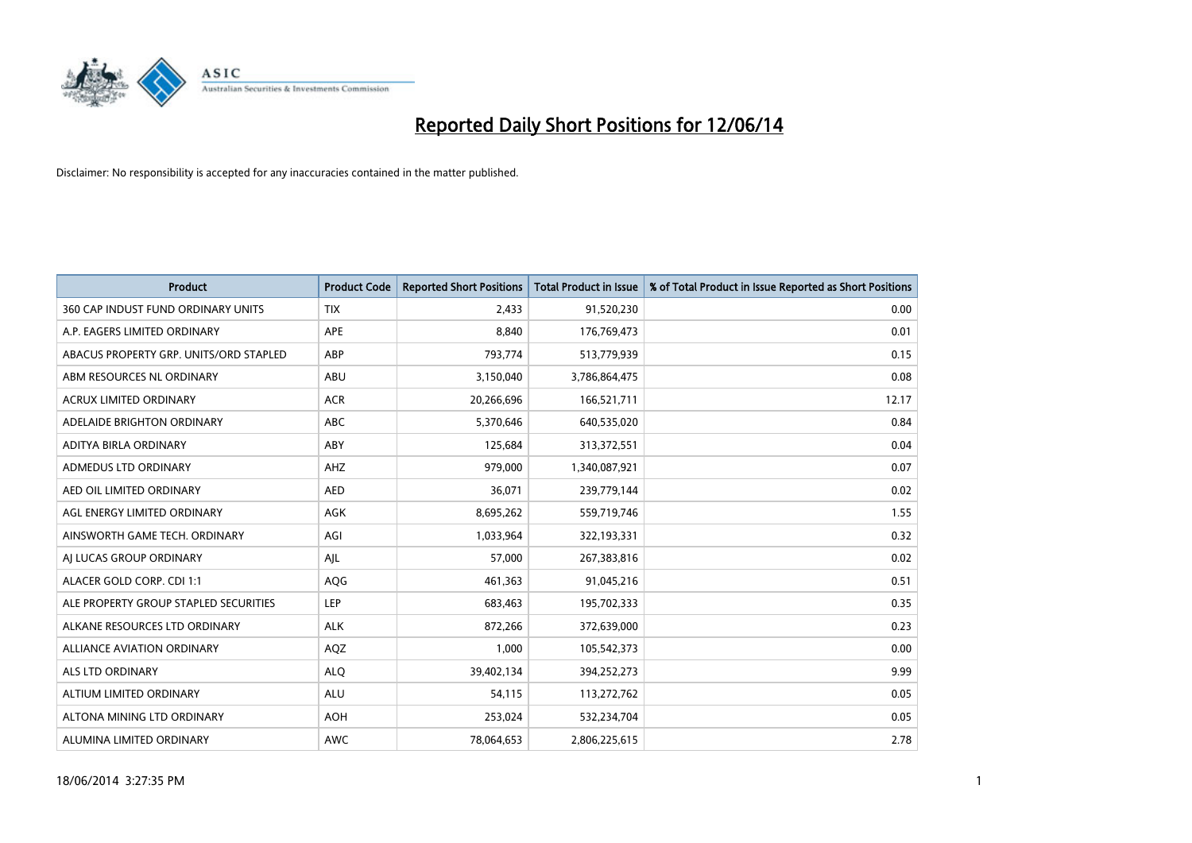# Reported Daily Short Positions for 12/06/14

Disclaimer: No responsibility is accepted for any inaccuracies contained in the matter published.

| Product | Product Code | Reported Short Positions | Total Product in Issue | % of Total Product in Issue Reported as Short Positions |
|---|---|---|---|---|
| 360 CAP INDUST FUND ORDINARY UNITS | TIX | 2,433 | 91,520,230 | 0.00 |
| A.P. EAGERS LIMITED ORDINARY | APE | 8,840 | 176,769,473 | 0.01 |
| ABACUS PROPERTY GRP. UNITS/ORD STAPLED | ABP | 793,774 | 513,779,939 | 0.15 |
| ABM RESOURCES NL ORDINARY | ABU | 3,150,040 | 3,786,864,475 | 0.08 |
| ACRUX LIMITED ORDINARY | ACR | 20,266,696 | 166,521,711 | 12.17 |
| ADELAIDE BRIGHTON ORDINARY | ABC | 5,370,646 | 640,535,020 | 0.84 |
| ADITYA BIRLA ORDINARY | ABY | 125,684 | 313,372,551 | 0.04 |
| ADMEDUS LTD ORDINARY | AHZ | 979,000 | 1,340,087,921 | 0.07 |
| AED OIL LIMITED ORDINARY | AED | 36,071 | 239,779,144 | 0.02 |
| AGL ENERGY LIMITED ORDINARY | AGK | 8,695,262 | 559,719,746 | 1.55 |
| AINSWORTH GAME TECH. ORDINARY | AGI | 1,033,964 | 322,193,331 | 0.32 |
| AJ LUCAS GROUP ORDINARY | AJL | 57,000 | 267,383,816 | 0.02 |
| ALACER GOLD CORP. CDI 1:1 | AQG | 461,363 | 91,045,216 | 0.51 |
| ALE PROPERTY GROUP STAPLED SECURITIES | LEP | 683,463 | 195,702,333 | 0.35 |
| ALKANE RESOURCES LTD ORDINARY | ALK | 872,266 | 372,639,000 | 0.23 |
| ALLIANCE AVIATION ORDINARY | AQZ | 1,000 | 105,542,373 | 0.00 |
| ALS LTD ORDINARY | ALQ | 39,402,134 | 394,252,273 | 9.99 |
| ALTIUM LIMITED ORDINARY | ALU | 54,115 | 113,272,762 | 0.05 |
| ALTONA MINING LTD ORDINARY | AOH | 253,024 | 532,234,704 | 0.05 |
| ALUMINA LIMITED ORDINARY | AWC | 78,064,653 | 2,806,225,615 | 2.78 |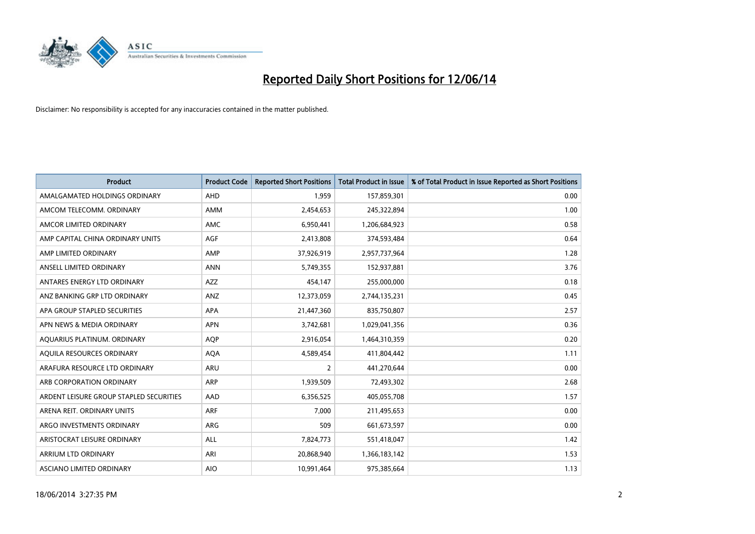# Reported Daily Short Positions for 12/06/14

Disclaimer: No responsibility is accepted for any inaccuracies contained in the matter published.

| Product | Product Code | Reported Short Positions | Total Product in Issue | % of Total Product in Issue Reported as Short Positions |
|---|---|---|---|---|
| AMALGAMATED HOLDINGS ORDINARY | AHD | 1,959 | 157,859,301 | 0.00 |
| AMCOM TELECOMM. ORDINARY | AMM | 2,454,653 | 245,322,894 | 1.00 |
| AMCOR LIMITED ORDINARY | AMC | 6,950,441 | 1,206,684,923 | 0.58 |
| AMP CAPITAL CHINA ORDINARY UNITS | AGF | 2,413,808 | 374,593,484 | 0.64 |
| AMP LIMITED ORDINARY | AMP | 37,926,919 | 2,957,737,964 | 1.28 |
| ANSELL LIMITED ORDINARY | ANN | 5,749,355 | 152,937,881 | 3.76 |
| ANTARES ENERGY LTD ORDINARY | AZZ | 454,147 | 255,000,000 | 0.18 |
| ANZ BANKING GRP LTD ORDINARY | ANZ | 12,373,059 | 2,744,135,231 | 0.45 |
| APA GROUP STAPLED SECURITIES | APA | 21,447,360 | 835,750,807 | 2.57 |
| APN NEWS & MEDIA ORDINARY | APN | 3,742,681 | 1,029,041,356 | 0.36 |
| AQUARIUS PLATINUM. ORDINARY | AQP | 2,916,054 | 1,464,310,359 | 0.20 |
| AQUILA RESOURCES ORDINARY | AQA | 4,589,454 | 411,804,442 | 1.11 |
| ARAFURA RESOURCE LTD ORDINARY | ARU | 2 | 441,270,644 | 0.00 |
| ARB CORPORATION ORDINARY | ARP | 1,939,509 | 72,493,302 | 2.68 |
| ARDENT LEISURE GROUP STAPLED SECURITIES | AAD | 6,356,525 | 405,055,708 | 1.57 |
| ARENA REIT. ORDINARY UNITS | ARF | 7,000 | 211,495,653 | 0.00 |
| ARGO INVESTMENTS ORDINARY | ARG | 509 | 661,673,597 | 0.00 |
| ARISTOCRAT LEISURE ORDINARY | ALL | 7,824,773 | 551,418,047 | 1.42 |
| ARRIUM LTD ORDINARY | ARI | 20,868,940 | 1,366,183,142 | 1.53 |
| ASCIANO LIMITED ORDINARY | AIO | 10,991,464 | 975,385,664 | 1.13 |

18/06/2014 3:27:35 PM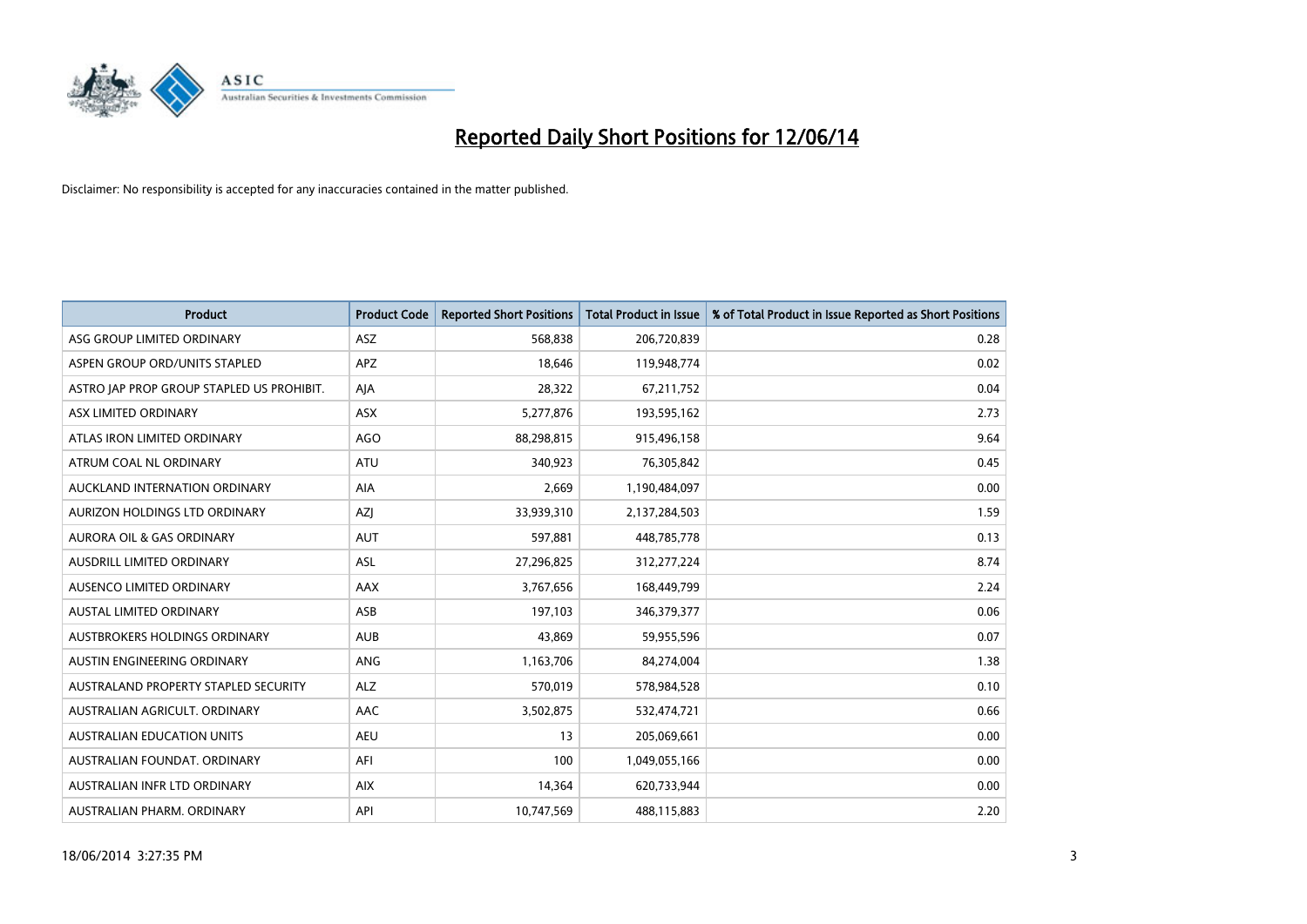# Reported Daily Short Positions for 12/06/14

Disclaimer: No responsibility is accepted for any inaccuracies contained in the matter published.

| Product | Product Code | Reported Short Positions | Total Product in Issue | % of Total Product in Issue Reported as Short Positions |
|---|---|---|---|---|
| ASG GROUP LIMITED ORDINARY | ASZ | 568,838 | 206,720,839 | 0.28 |
| ASPEN GROUP ORD/UNITS STAPLED | APZ | 18,646 | 119,948,774 | 0.02 |
| ASTRO JAP PROP GROUP STAPLED US PROHIBIT. | AJA | 28,322 | 67,211,752 | 0.04 |
| ASX LIMITED ORDINARY | ASX | 5,277,876 | 193,595,162 | 2.73 |
| ATLAS IRON LIMITED ORDINARY | AGO | 88,298,815 | 915,496,158 | 9.64 |
| ATRUM COAL NL ORDINARY | ATU | 340,923 | 76,305,842 | 0.45 |
| AUCKLAND INTERNATION ORDINARY | AIA | 2,669 | 1,190,484,097 | 0.00 |
| AURIZON HOLDINGS LTD ORDINARY | AZJ | 33,939,310 | 2,137,284,503 | 1.59 |
| AURORA OIL & GAS ORDINARY | AUT | 597,881 | 448,785,778 | 0.13 |
| AUSDRILL LIMITED ORDINARY | ASL | 27,296,825 | 312,277,224 | 8.74 |
| AUSENCO LIMITED ORDINARY | AAX | 3,767,656 | 168,449,799 | 2.24 |
| AUSTAL LIMITED ORDINARY | ASB | 197,103 | 346,379,377 | 0.06 |
| AUSTBROKERS HOLDINGS ORDINARY | AUB | 43,869 | 59,955,596 | 0.07 |
| AUSTIN ENGINEERING ORDINARY | ANG | 1,163,706 | 84,274,004 | 1.38 |
| AUSTRALAND PROPERTY STAPLED SECURITY | ALZ | 570,019 | 578,984,528 | 0.10 |
| AUSTRALIAN AGRICULT. ORDINARY | AAC | 3,502,875 | 532,474,721 | 0.66 |
| AUSTRALIAN EDUCATION UNITS | AEU | 13 | 205,069,661 | 0.00 |
| AUSTRALIAN FOUNDAT. ORDINARY | AFI | 100 | 1,049,055,166 | 0.00 |
| AUSTRALIAN INFR LTD ORDINARY | AIX | 14,364 | 620,733,944 | 0.00 |
| AUSTRALIAN PHARM. ORDINARY | API | 10,747,569 | 488,115,883 | 2.20 |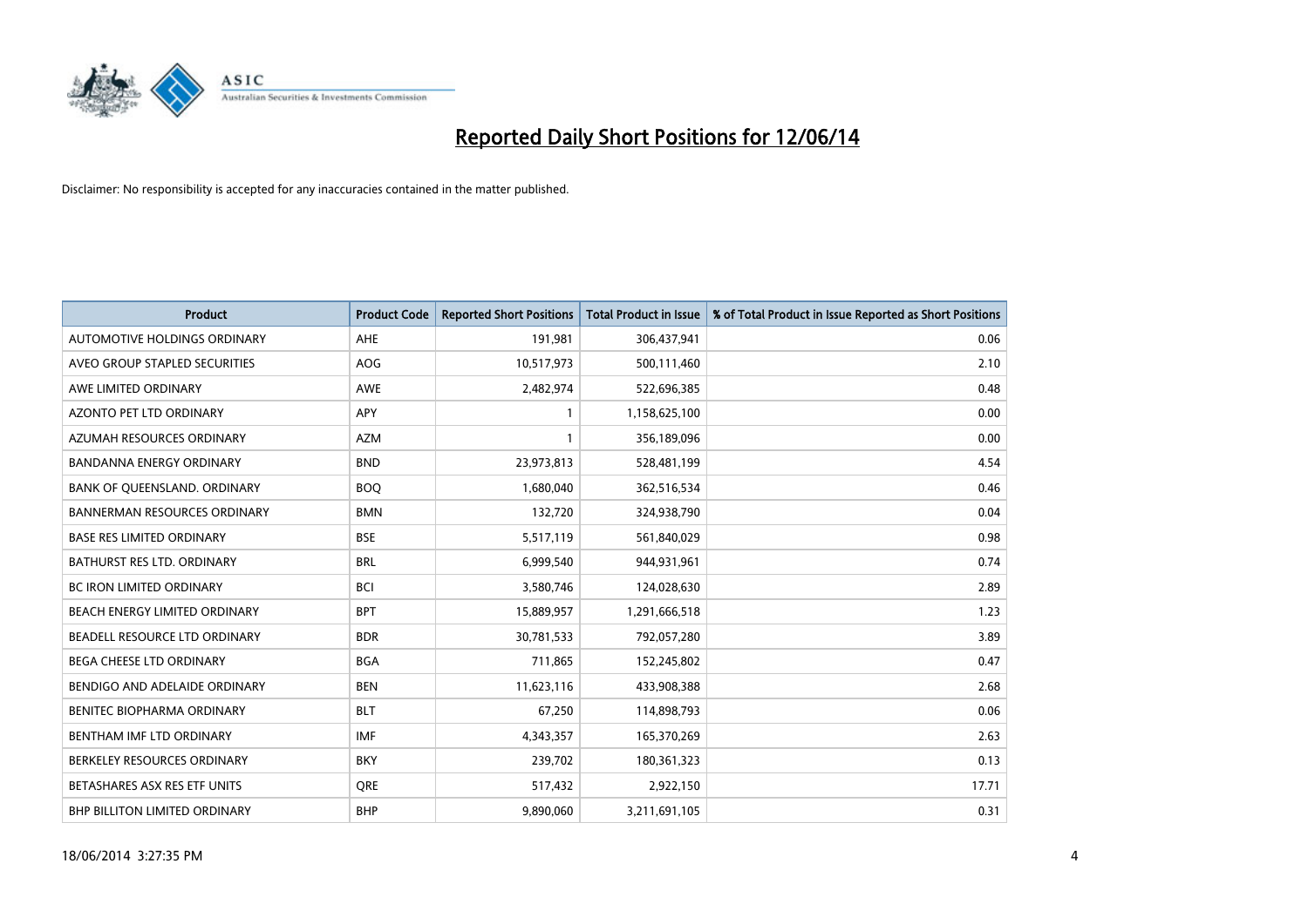# Reported Daily Short Positions for 12/06/14

Disclaimer: No responsibility is accepted for any inaccuracies contained in the matter published.

| Product | Product Code | Reported Short Positions | Total Product in Issue | % of Total Product in Issue Reported as Short Positions |
|---|---|---|---|---|
| AUTOMOTIVE HOLDINGS ORDINARY | AHE | 191,981 | 306,437,941 | 0.06 |
| AVEO GROUP STAPLED SECURITIES | AOG | 10,517,973 | 500,111,460 | 2.10 |
| AWE LIMITED ORDINARY | AWE | 2,482,974 | 522,696,385 | 0.48 |
| AZONTO PET LTD ORDINARY | APY | 1 | 1,158,625,100 | 0.00 |
| AZUMAH RESOURCES ORDINARY | AZM | 1 | 356,189,096 | 0.00 |
| BANDANNA ENERGY ORDINARY | BND | 23,973,813 | 528,481,199 | 4.54 |
| BANK OF QUEENSLAND. ORDINARY | BOQ | 1,680,040 | 362,516,534 | 0.46 |
| BANNERMAN RESOURCES ORDINARY | BMN | 132,720 | 324,938,790 | 0.04 |
| BASE RES LIMITED ORDINARY | BSE | 5,517,119 | 561,840,029 | 0.98 |
| BATHURST RES LTD. ORDINARY | BRL | 6,999,540 | 944,931,961 | 0.74 |
| BC IRON LIMITED ORDINARY | BCI | 3,580,746 | 124,028,630 | 2.89 |
| BEACH ENERGY LIMITED ORDINARY | BPT | 15,889,957 | 1,291,666,518 | 1.23 |
| BEADELL RESOURCE LTD ORDINARY | BDR | 30,781,533 | 792,057,280 | 3.89 |
| BEGA CHEESE LTD ORDINARY | BGA | 711,865 | 152,245,802 | 0.47 |
| BENDIGO AND ADELAIDE ORDINARY | BEN | 11,623,116 | 433,908,388 | 2.68 |
| BENITEC BIOPHARMA ORDINARY | BLT | 67,250 | 114,898,793 | 0.06 |
| BENTHAM IMF LTD ORDINARY | IMF | 4,343,357 | 165,370,269 | 2.63 |
| BERKELEY RESOURCES ORDINARY | BKY | 239,702 | 180,361,323 | 0.13 |
| BETASHARES ASX RES ETF UNITS | QRE | 517,432 | 2,922,150 | 17.71 |
| BHP BILLITON LIMITED ORDINARY | BHP | 9,890,060 | 3,211,691,105 | 0.31 |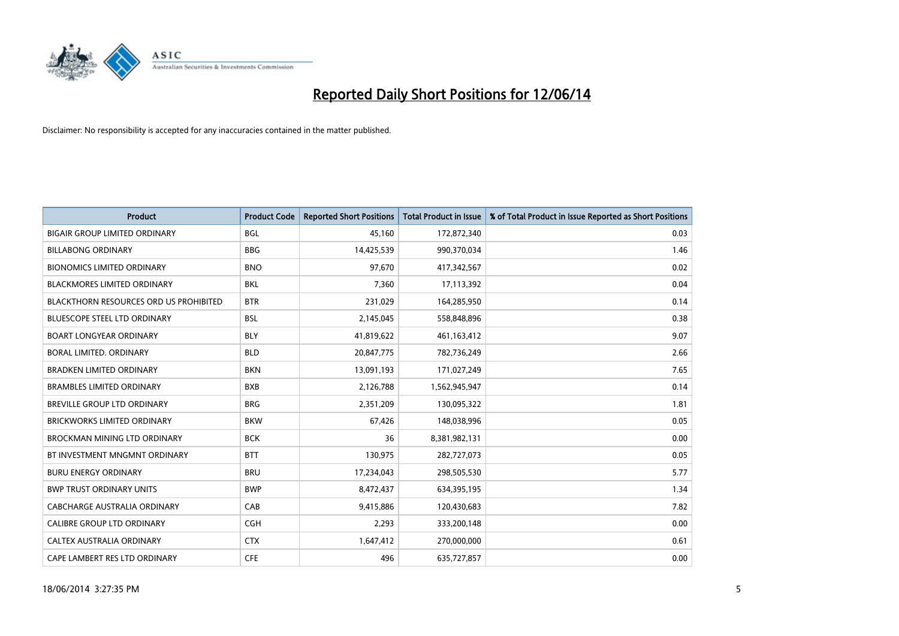# Reported Daily Short Positions for 12/06/14

Disclaimer: No responsibility is accepted for any inaccuracies contained in the matter published.

| Product | Product Code | Reported Short Positions | Total Product in Issue | % of Total Product in Issue Reported as Short Positions |
|---|---|---|---|---|
| BIGAIR GROUP LIMITED ORDINARY | BGL | 45,160 | 172,872,340 | 0.03 |
| BILLABONG ORDINARY | BBG | 14,425,539 | 990,370,034 | 1.46 |
| BIONOMICS LIMITED ORDINARY | BNO | 97,670 | 417,342,567 | 0.02 |
| BLACKMORES LIMITED ORDINARY | BKL | 7,360 | 17,113,392 | 0.04 |
| BLACKTHORN RESOURCES ORD US PROHIBITED | BTR | 231,029 | 164,285,950 | 0.14 |
| BLUESCOPE STEEL LTD ORDINARY | BSL | 2,145,045 | 558,848,896 | 0.38 |
| BOART LONGYEAR ORDINARY | BLY | 41,819,622 | 461,163,412 | 9.07 |
| BORAL LIMITED. ORDINARY | BLD | 20,847,775 | 782,736,249 | 2.66 |
| BRADKEN LIMITED ORDINARY | BKN | 13,091,193 | 171,027,249 | 7.65 |
| BRAMBLES LIMITED ORDINARY | BXB | 2,126,788 | 1,562,945,947 | 0.14 |
| BREVILLE GROUP LTD ORDINARY | BRG | 2,351,209 | 130,095,322 | 1.81 |
| BRICKWORKS LIMITED ORDINARY | BKW | 67,426 | 148,038,996 | 0.05 |
| BROCKMAN MINING LTD ORDINARY | BCK | 36 | 8,381,982,131 | 0.00 |
| BT INVESTMENT MNGMNT ORDINARY | BTT | 130,975 | 282,727,073 | 0.05 |
| BURU ENERGY ORDINARY | BRU | 17,234,043 | 298,505,530 | 5.77 |
| BWP TRUST ORDINARY UNITS | BWP | 8,472,437 | 634,395,195 | 1.34 |
| CABCHARGE AUSTRALIA ORDINARY | CAB | 9,415,886 | 120,430,683 | 7.82 |
| CALIBRE GROUP LTD ORDINARY | CGH | 2,293 | 333,200,148 | 0.00 |
| CALTEX AUSTRALIA ORDINARY | CTX | 1,647,412 | 270,000,000 | 0.61 |
| CAPE LAMBERT RES LTD ORDINARY | CFE | 496 | 635,727,857 | 0.00 |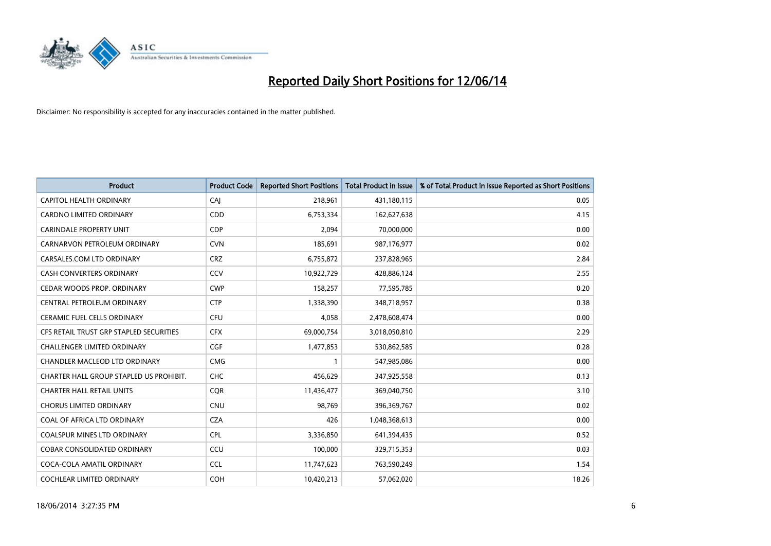# Reported Daily Short Positions for 12/06/14

Disclaimer: No responsibility is accepted for any inaccuracies contained in the matter published.

| Product | Product Code | Reported Short Positions | Total Product in Issue | % of Total Product in Issue Reported as Short Positions |
|---|---|---|---|---|
| CAPITOL HEALTH ORDINARY | CAJ | 218,961 | 431,180,115 | 0.05 |
| CARDNO LIMITED ORDINARY | CDD | 6,753,334 | 162,627,638 | 4.15 |
| CARINDALE PROPERTY UNIT | CDP | 2,094 | 70,000,000 | 0.00 |
| CARNARVON PETROLEUM ORDINARY | CVN | 185,691 | 987,176,977 | 0.02 |
| CARSALES.COM LTD ORDINARY | CRZ | 6,755,872 | 237,828,965 | 2.84 |
| CASH CONVERTERS ORDINARY | CCV | 10,922,729 | 428,886,124 | 2.55 |
| CEDAR WOODS PROP. ORDINARY | CWP | 158,257 | 77,595,785 | 0.20 |
| CENTRAL PETROLEUM ORDINARY | CTP | 1,338,390 | 348,718,957 | 0.38 |
| CERAMIC FUEL CELLS ORDINARY | CFU | 4,058 | 2,478,608,474 | 0.00 |
| CFS RETAIL TRUST GRP STAPLED SECURITIES | CFX | 69,000,754 | 3,018,050,810 | 2.29 |
| CHALLENGER LIMITED ORDINARY | CGF | 1,477,853 | 530,862,585 | 0.28 |
| CHANDLER MACLEOD LTD ORDINARY | CMG | 1 | 547,985,086 | 0.00 |
| CHARTER HALL GROUP STAPLED US PROHIBIT. | CHC | 456,629 | 347,925,558 | 0.13 |
| CHARTER HALL RETAIL UNITS | CQR | 11,436,477 | 369,040,750 | 3.10 |
| CHORUS LIMITED ORDINARY | CNU | 98,769 | 396,369,767 | 0.02 |
| COAL OF AFRICA LTD ORDINARY | CZA | 426 | 1,048,368,613 | 0.00 |
| COALSPUR MINES LTD ORDINARY | CPL | 3,336,850 | 641,394,435 | 0.52 |
| COBAR CONSOLIDATED ORDINARY | CCU | 100,000 | 329,715,353 | 0.03 |
| COCA-COLA AMATIL ORDINARY | CCL | 11,747,623 | 763,590,249 | 1.54 |
| COCHLEAR LIMITED ORDINARY | COH | 10,420,213 | 57,062,020 | 18.26 |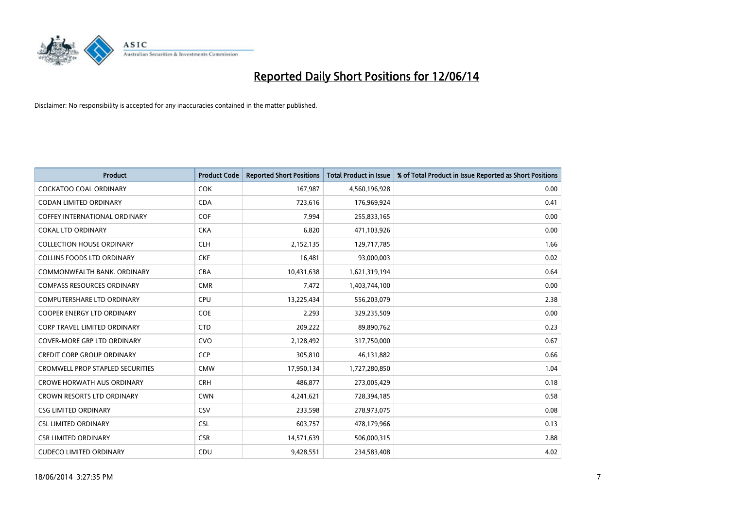# Reported Daily Short Positions for 12/06/14

Disclaimer: No responsibility is accepted for any inaccuracies contained in the matter published.

| Product | Product Code | Reported Short Positions | Total Product in Issue | % of Total Product in Issue Reported as Short Positions |
|---|---|---|---|---|
| COCKATOO COAL ORDINARY | COK | 167,987 | 4,560,196,928 | 0.00 |
| CODAN LIMITED ORDINARY | CDA | 723,616 | 176,969,924 | 0.41 |
| COFFEY INTERNATIONAL ORDINARY | COF | 7,994 | 255,833,165 | 0.00 |
| COKAL LTD ORDINARY | CKA | 6,820 | 471,103,926 | 0.00 |
| COLLECTION HOUSE ORDINARY | CLH | 2,152,135 | 129,717,785 | 1.66 |
| COLLINS FOODS LTD ORDINARY | CKF | 16,481 | 93,000,003 | 0.02 |
| COMMONWEALTH BANK. ORDINARY | CBA | 10,431,638 | 1,621,319,194 | 0.64 |
| COMPASS RESOURCES ORDINARY | CMR | 7,472 | 1,403,744,100 | 0.00 |
| COMPUTERSHARE LTD ORDINARY | CPU | 13,225,434 | 556,203,079 | 2.38 |
| COOPER ENERGY LTD ORDINARY | COE | 2,293 | 329,235,509 | 0.00 |
| CORP TRAVEL LIMITED ORDINARY | CTD | 209,222 | 89,890,762 | 0.23 |
| COVER-MORE GRP LTD ORDINARY | CVO | 2,128,492 | 317,750,000 | 0.67 |
| CREDIT CORP GROUP ORDINARY | CCP | 305,810 | 46,131,882 | 0.66 |
| CROMWELL PROP STAPLED SECURITIES | CMW | 17,950,134 | 1,727,280,850 | 1.04 |
| CROWE HORWATH AUS ORDINARY | CRH | 486,877 | 273,005,429 | 0.18 |
| CROWN RESORTS LTD ORDINARY | CWN | 4,241,621 | 728,394,185 | 0.58 |
| CSG LIMITED ORDINARY | CSV | 233,598 | 278,973,075 | 0.08 |
| CSL LIMITED ORDINARY | CSL | 603,757 | 478,179,966 | 0.13 |
| CSR LIMITED ORDINARY | CSR | 14,571,639 | 506,000,315 | 2.88 |
| CUDECO LIMITED ORDINARY | CDU | 9,428,551 | 234,583,408 | 4.02 |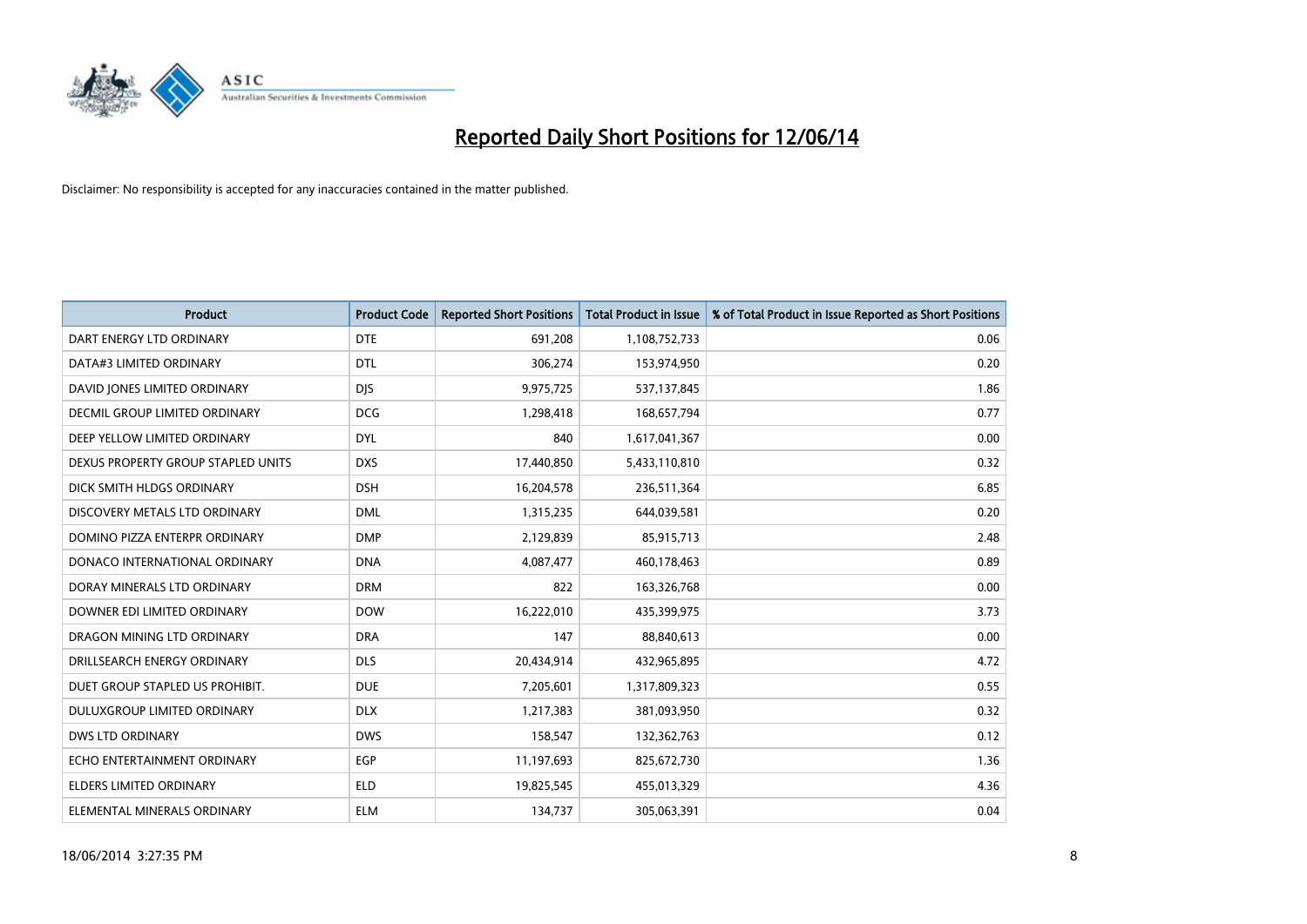# Reported Daily Short Positions for 12/06/14

Disclaimer: No responsibility is accepted for any inaccuracies contained in the matter published.

| Product | Product Code | Reported Short Positions | Total Product in Issue | % of Total Product in Issue Reported as Short Positions |
|---|---|---|---|---|
| DART ENERGY LTD ORDINARY | DTE | 691,208 | 1,108,752,733 | 0.06 |
| DATA#3 LIMITED ORDINARY | DTL | 306,274 | 153,974,950 | 0.20 |
| DAVID JONES LIMITED ORDINARY | DJS | 9,975,725 | 537,137,845 | 1.86 |
| DECMIL GROUP LIMITED ORDINARY | DCG | 1,298,418 | 168,657,794 | 0.77 |
| DEEP YELLOW LIMITED ORDINARY | DYL | 840 | 1,617,041,367 | 0.00 |
| DEXUS PROPERTY GROUP STAPLED UNITS | DXS | 17,440,850 | 5,433,110,810 | 0.32 |
| DICK SMITH HLDGS ORDINARY | DSH | 16,204,578 | 236,511,364 | 6.85 |
| DISCOVERY METALS LTD ORDINARY | DML | 1,315,235 | 644,039,581 | 0.20 |
| DOMINO PIZZA ENTERPR ORDINARY | DMP | 2,129,839 | 85,915,713 | 2.48 |
| DONACO INTERNATIONAL ORDINARY | DNA | 4,087,477 | 460,178,463 | 0.89 |
| DORAY MINERALS LTD ORDINARY | DRM | 822 | 163,326,768 | 0.00 |
| DOWNER EDI LIMITED ORDINARY | DOW | 16,222,010 | 435,399,975 | 3.73 |
| DRAGON MINING LTD ORDINARY | DRA | 147 | 88,840,613 | 0.00 |
| DRILLSEARCH ENERGY ORDINARY | DLS | 20,434,914 | 432,965,895 | 4.72 |
| DUET GROUP STAPLED US PROHIBIT. | DUE | 7,205,601 | 1,317,809,323 | 0.55 |
| DULUXGROUP LIMITED ORDINARY | DLX | 1,217,383 | 381,093,950 | 0.32 |
| DWS LTD ORDINARY | DWS | 158,547 | 132,362,763 | 0.12 |
| ECHO ENTERTAINMENT ORDINARY | EGP | 11,197,693 | 825,672,730 | 1.36 |
| ELDERS LIMITED ORDINARY | ELD | 19,825,545 | 455,013,329 | 4.36 |
| ELEMENTAL MINERALS ORDINARY | ELM | 134,737 | 305,063,391 | 0.04 |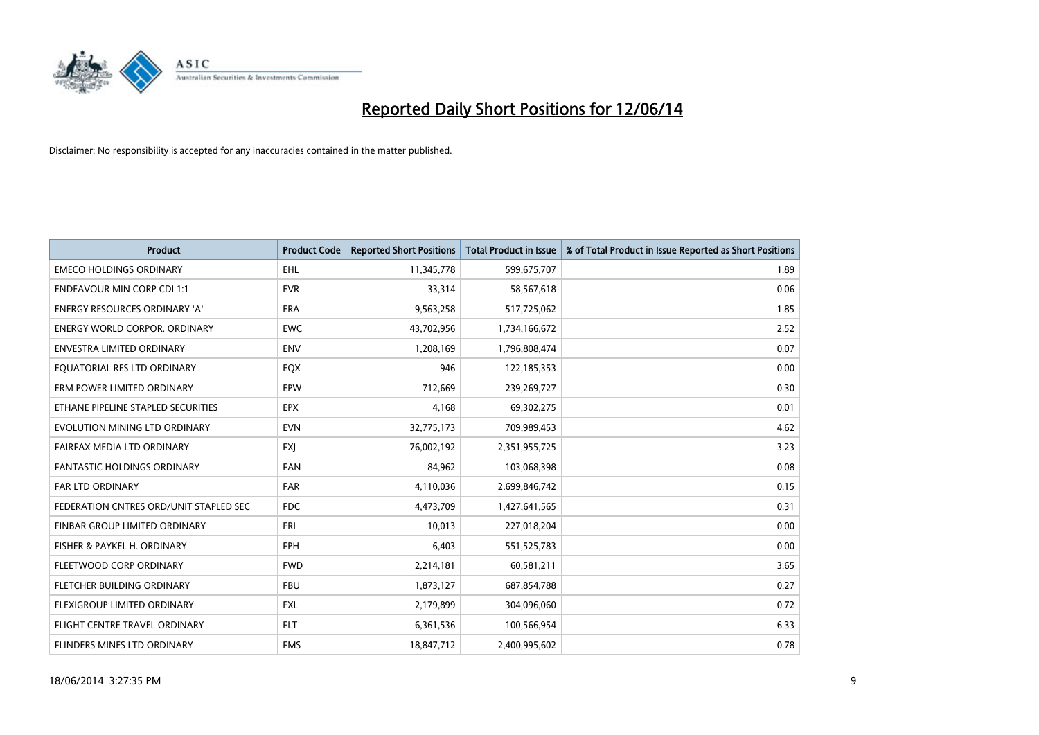# Reported Daily Short Positions for 12/06/14

Disclaimer: No responsibility is accepted for any inaccuracies contained in the matter published.

| Product | Product Code | Reported Short Positions | Total Product in Issue | % of Total Product in Issue Reported as Short Positions |
|---|---|---|---|---|
| EMECO HOLDINGS ORDINARY | EHL | 11,345,778 | 599,675,707 | 1.89 |
| ENDEAVOUR MIN CORP CDI 1:1 | EVR | 33,314 | 58,567,618 | 0.06 |
| ENERGY RESOURCES ORDINARY 'A' | ERA | 9,563,258 | 517,725,062 | 1.85 |
| ENERGY WORLD CORPOR. ORDINARY | EWC | 43,702,956 | 1,734,166,672 | 2.52 |
| ENVESTRA LIMITED ORDINARY | ENV | 1,208,169 | 1,796,808,474 | 0.07 |
| EQUATORIAL RES LTD ORDINARY | EQX | 946 | 122,185,353 | 0.00 |
| ERM POWER LIMITED ORDINARY | EPW | 712,669 | 239,269,727 | 0.30 |
| ETHANE PIPELINE STAPLED SECURITIES | EPX | 4,168 | 69,302,275 | 0.01 |
| EVOLUTION MINING LTD ORDINARY | EVN | 32,775,173 | 709,989,453 | 4.62 |
| FAIRFAX MEDIA LTD ORDINARY | FXJ | 76,002,192 | 2,351,955,725 | 3.23 |
| FANTASTIC HOLDINGS ORDINARY | FAN | 84,962 | 103,068,398 | 0.08 |
| FAR LTD ORDINARY | FAR | 4,110,036 | 2,699,846,742 | 0.15 |
| FEDERATION CNTRES ORD/UNIT STAPLED SEC | FDC | 4,473,709 | 1,427,641,565 | 0.31 |
| FINBAR GROUP LIMITED ORDINARY | FRI | 10,013 | 227,018,204 | 0.00 |
| FISHER & PAYKEL H. ORDINARY | FPH | 6,403 | 551,525,783 | 0.00 |
| FLEETWOOD CORP ORDINARY | FWD | 2,214,181 | 60,581,211 | 3.65 |
| FLETCHER BUILDING ORDINARY | FBU | 1,873,127 | 687,854,788 | 0.27 |
| FLEXIGROUP LIMITED ORDINARY | FXL | 2,179,899 | 304,096,060 | 0.72 |
| FLIGHT CENTRE TRAVEL ORDINARY | FLT | 6,361,536 | 100,566,954 | 6.33 |
| FLINDERS MINES LTD ORDINARY | FMS | 18,847,712 | 2,400,995,602 | 0.78 |

18/06/2014 3:27:35 PM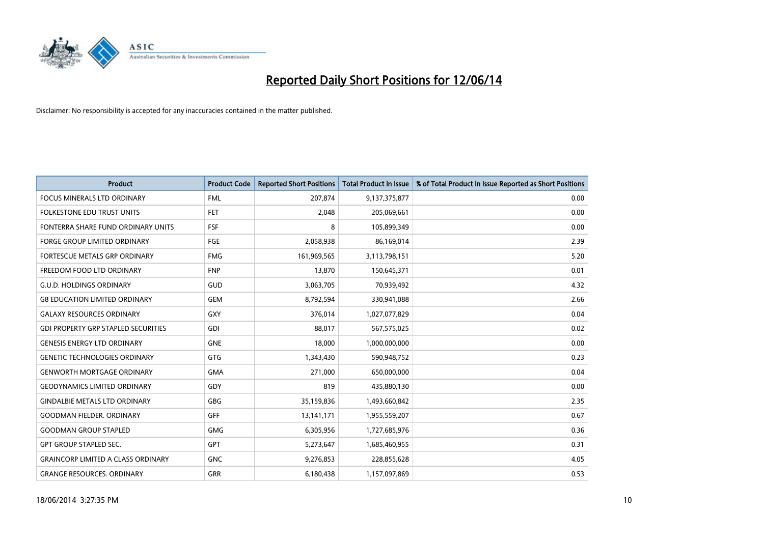# Reported Daily Short Positions for 12/06/14

Disclaimer: No responsibility is accepted for any inaccuracies contained in the matter published.

| Product | Product Code | Reported Short Positions | Total Product in Issue | % of Total Product in Issue Reported as Short Positions |
|---|---|---|---|---|
| FOCUS MINERALS LTD ORDINARY | FML | 207,874 | 9,137,375,877 | 0.00 |
| FOLKESTONE EDU TRUST UNITS | FET | 2,048 | 205,069,661 | 0.00 |
| FONTERRA SHARE FUND ORDINARY UNITS | FSF | 8 | 105,899,349 | 0.00 |
| FORGE GROUP LIMITED ORDINARY | FGE | 2,058,938 | 86,169,014 | 2.39 |
| FORTESCUE METALS GRP ORDINARY | FMG | 161,969,565 | 3,113,798,151 | 5.20 |
| FREEDOM FOOD LTD ORDINARY | FNP | 13,870 | 150,645,371 | 0.01 |
| G.U.D. HOLDINGS ORDINARY | GUD | 3,063,705 | 70,939,492 | 4.32 |
| G8 EDUCATION LIMITED ORDINARY | GEM | 8,792,594 | 330,941,088 | 2.66 |
| GALAXY RESOURCES ORDINARY | GXY | 376,014 | 1,027,077,829 | 0.04 |
| GDI PROPERTY GRP STAPLED SECURITIES | GDI | 88,017 | 567,575,025 | 0.02 |
| GENESIS ENERGY LTD ORDINARY | GNE | 18,000 | 1,000,000,000 | 0.00 |
| GENETIC TECHNOLOGIES ORDINARY | GTG | 1,343,430 | 590,948,752 | 0.23 |
| GENWORTH MORTGAGE ORDINARY | GMA | 271,000 | 650,000,000 | 0.04 |
| GEODYNAMICS LIMITED ORDINARY | GDY | 819 | 435,880,130 | 0.00 |
| GINDALBIE METALS LTD ORDINARY | GBG | 35,159,836 | 1,493,660,842 | 2.35 |
| GOODMAN FIELDER. ORDINARY | GFF | 13,141,171 | 1,955,559,207 | 0.67 |
| GOODMAN GROUP STAPLED | GMG | 6,305,956 | 1,727,685,976 | 0.36 |
| GPT GROUP STAPLED SEC. | GPT | 5,273,647 | 1,685,460,955 | 0.31 |
| GRAINCORP LIMITED A CLASS ORDINARY | GNC | 9,276,853 | 228,855,628 | 4.05 |
| GRANGE RESOURCES. ORDINARY | GRR | 6,180,438 | 1,157,097,869 | 0.53 |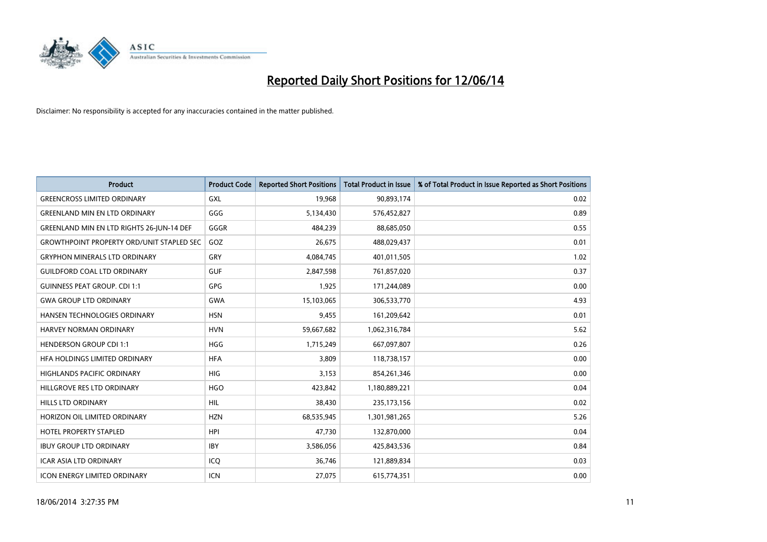# Reported Daily Short Positions for 12/06/14

Disclaimer: No responsibility is accepted for any inaccuracies contained in the matter published.

| Product | Product Code | Reported Short Positions | Total Product in Issue | % of Total Product in Issue Reported as Short Positions |
|---|---|---|---|---|
| GREENCROSS LIMITED ORDINARY | GXL | 19,968 | 90,893,174 | 0.02 |
| GREENLAND MIN EN LTD ORDINARY | GGG | 5,134,430 | 576,452,827 | 0.89 |
| GREENLAND MIN EN LTD RIGHTS 26-JUN-14 DEF | GGGR | 484,239 | 88,685,050 | 0.55 |
| GROWTHPOINT PROPERTY ORD/UNIT STAPLED SEC | GOZ | 26,675 | 488,029,437 | 0.01 |
| GRYPHON MINERALS LTD ORDINARY | GRY | 4,084,745 | 401,011,505 | 1.02 |
| GUILDFORD COAL LTD ORDINARY | GUF | 2,847,598 | 761,857,020 | 0.37 |
| GUINNESS PEAT GROUP. CDI 1:1 | GPG | 1,925 | 171,244,089 | 0.00 |
| GWA GROUP LTD ORDINARY | GWA | 15,103,065 | 306,533,770 | 4.93 |
| HANSEN TECHNOLOGIES ORDINARY | HSN | 9,455 | 161,209,642 | 0.01 |
| HARVEY NORMAN ORDINARY | HVN | 59,667,682 | 1,062,316,784 | 5.62 |
| HENDERSON GROUP CDI 1:1 | HGG | 1,715,249 | 667,097,807 | 0.26 |
| HFA HOLDINGS LIMITED ORDINARY | HFA | 3,809 | 118,738,157 | 0.00 |
| HIGHLANDS PACIFIC ORDINARY | HIG | 3,153 | 854,261,346 | 0.00 |
| HILLGROVE RES LTD ORDINARY | HGO | 423,842 | 1,180,889,221 | 0.04 |
| HILLS LTD ORDINARY | HIL | 38,430 | 235,173,156 | 0.02 |
| HORIZON OIL LIMITED ORDINARY | HZN | 68,535,945 | 1,301,981,265 | 5.26 |
| HOTEL PROPERTY STAPLED | HPI | 47,730 | 132,870,000 | 0.04 |
| IBUY GROUP LTD ORDINARY | IBY | 3,586,056 | 425,843,536 | 0.84 |
| ICAR ASIA LTD ORDINARY | ICQ | 36,746 | 121,889,834 | 0.03 |
| ICON ENERGY LIMITED ORDINARY | ICN | 27,075 | 615,774,351 | 0.00 |

18/06/2014 3:27:35 PM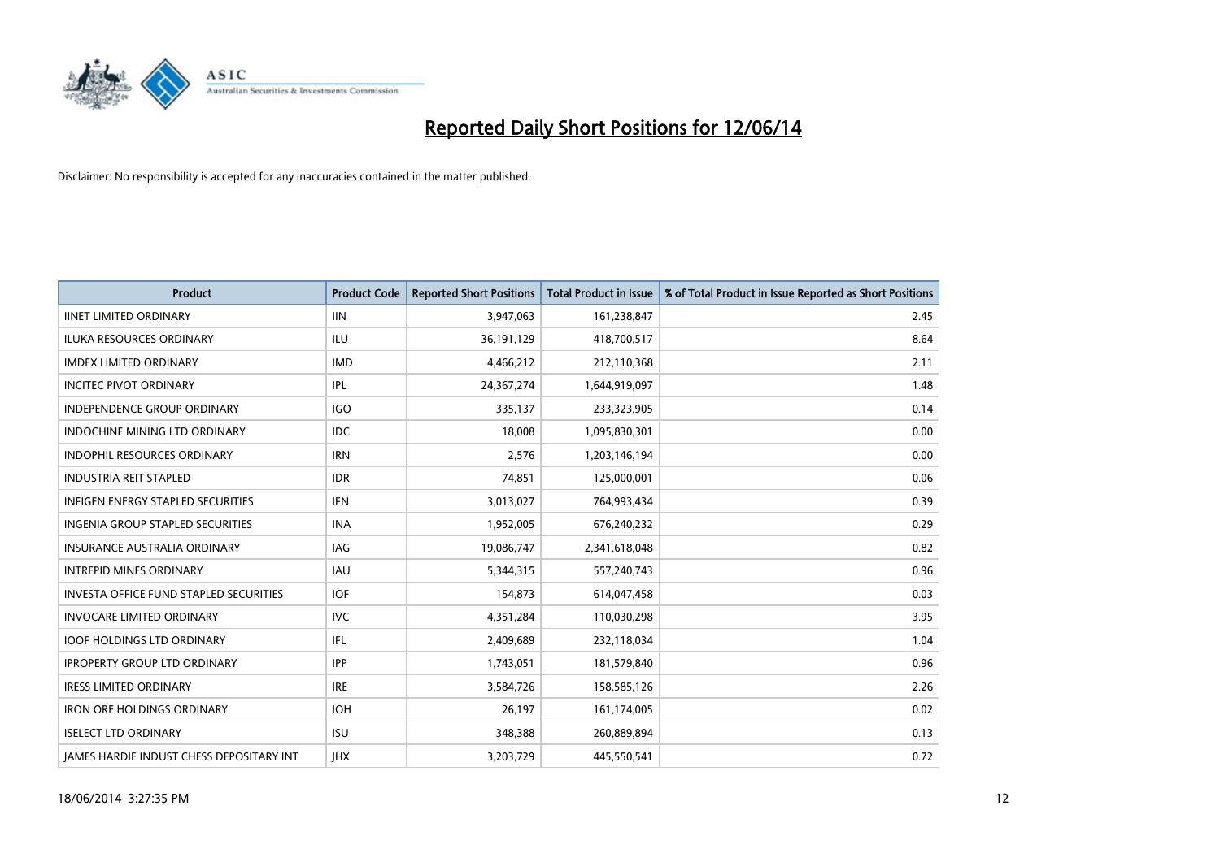# Reported Daily Short Positions for 12/06/14

Disclaimer: No responsibility is accepted for any inaccuracies contained in the matter published.

| Product | Product Code | Reported Short Positions | Total Product in Issue | % of Total Product in Issue Reported as Short Positions |
| --- | --- | --- | --- | --- |
| IINET LIMITED ORDINARY | IIN | 3,947,063 | 161,238,847 | 2.45 |
| ILUKA RESOURCES ORDINARY | ILU | 36,191,129 | 418,700,517 | 8.64 |
| IMDEX LIMITED ORDINARY | IMD | 4,466,212 | 212,110,368 | 2.11 |
| INCITEC PIVOT ORDINARY | IPL | 24,367,274 | 1,644,919,097 | 1.48 |
| INDEPENDENCE GROUP ORDINARY | IGO | 335,137 | 233,323,905 | 0.14 |
| INDOCHINE MINING LTD ORDINARY | IDC | 18,008 | 1,095,830,301 | 0.00 |
| INDOPHIL RESOURCES ORDINARY | IRN | 2,576 | 1,203,146,194 | 0.00 |
| INDUSTRIA REIT STAPLED | IDR | 74,851 | 125,000,001 | 0.06 |
| INFIGEN ENERGY STAPLED SECURITIES | IFN | 3,013,027 | 764,993,434 | 0.39 |
| INGENIA GROUP STAPLED SECURITIES | INA | 1,952,005 | 676,240,232 | 0.29 |
| INSURANCE AUSTRALIA ORDINARY | IAG | 19,086,747 | 2,341,618,048 | 0.82 |
| INTREPID MINES ORDINARY | IAU | 5,344,315 | 557,240,743 | 0.96 |
| INVESTA OFFICE FUND STAPLED SECURITIES | IOF | 154,873 | 614,047,458 | 0.03 |
| INVOCARE LIMITED ORDINARY | IVC | 4,351,284 | 110,030,298 | 3.95 |
| IOOF HOLDINGS LTD ORDINARY | IFL | 2,409,689 | 232,118,034 | 1.04 |
| IPROPERTY GROUP LTD ORDINARY | IPP | 1,743,051 | 181,579,840 | 0.96 |
| IRESS LIMITED ORDINARY | IRE | 3,584,726 | 158,585,126 | 2.26 |
| IRON ORE HOLDINGS ORDINARY | IOH | 26,197 | 161,174,005 | 0.02 |
| ISELECT LTD ORDINARY | ISU | 348,388 | 260,889,894 | 0.13 |
| JAMES HARDIE INDUST CHESS DEPOSITARY INT | JHX | 3,203,729 | 445,550,541 | 0.72 |

18/06/2014 3:27:35 PM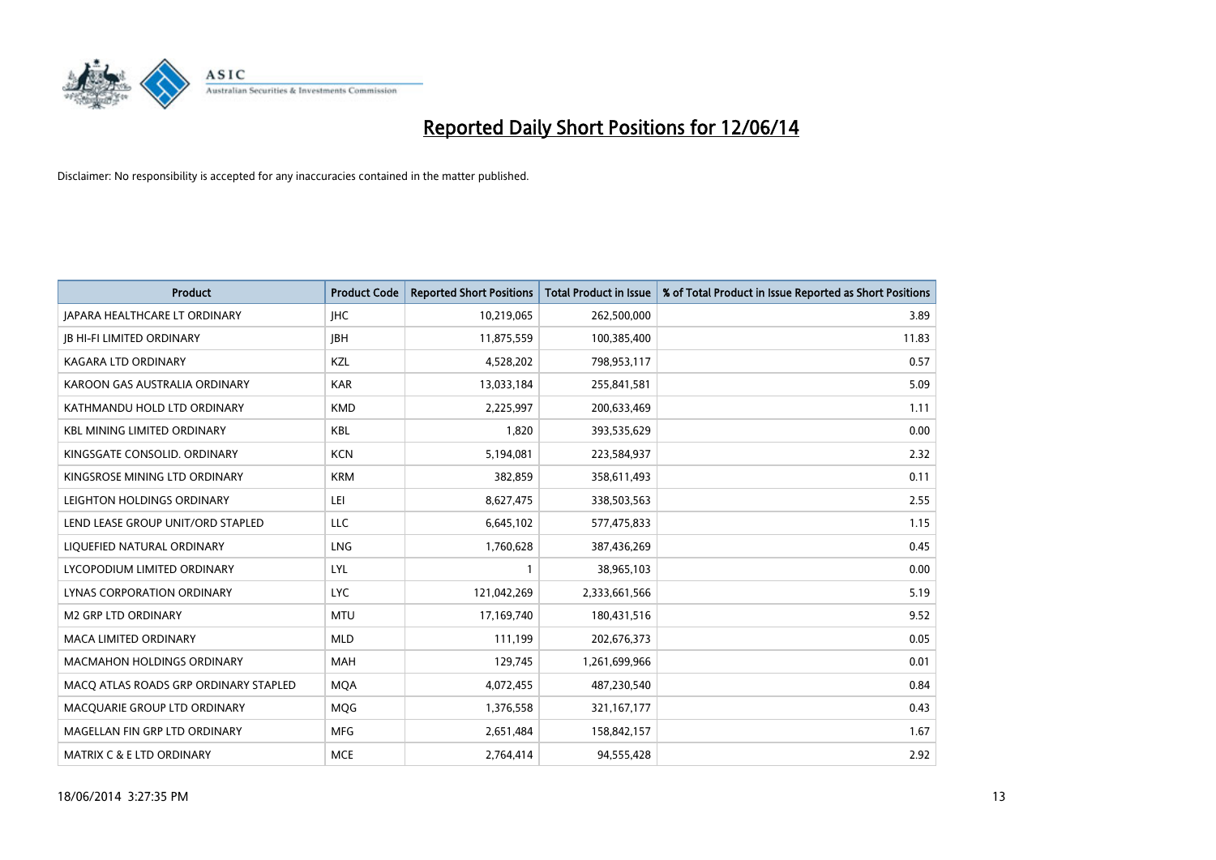# Reported Daily Short Positions for 12/06/14

Disclaimer: No responsibility is accepted for any inaccuracies contained in the matter published.

| Product | Product Code | Reported Short Positions | Total Product in Issue | % of Total Product in Issue Reported as Short Positions |
|---|---|---|---|---|
| JAPARA HEALTHCARE LT ORDINARY | JHC | 10,219,065 | 262,500,000 | 3.89 |
| JB HI-FI LIMITED ORDINARY | JBH | 11,875,559 | 100,385,400 | 11.83 |
| KAGARA LTD ORDINARY | KZL | 4,528,202 | 798,953,117 | 0.57 |
| KAROON GAS AUSTRALIA ORDINARY | KAR | 13,033,184 | 255,841,581 | 5.09 |
| KATHMANDU HOLD LTD ORDINARY | KMD | 2,225,997 | 200,633,469 | 1.11 |
| KBL MINING LIMITED ORDINARY | KBL | 1,820 | 393,535,629 | 0.00 |
| KINGSGATE CONSOLID. ORDINARY | KCN | 5,194,081 | 223,584,937 | 2.32 |
| KINGSROSE MINING LTD ORDINARY | KRM | 382,859 | 358,611,493 | 0.11 |
| LEIGHTON HOLDINGS ORDINARY | LEI | 8,627,475 | 338,503,563 | 2.55 |
| LEND LEASE GROUP UNIT/ORD STAPLED | LLC | 6,645,102 | 577,475,833 | 1.15 |
| LIQUEFIED NATURAL ORDINARY | LNG | 1,760,628 | 387,436,269 | 0.45 |
| LYCOPODIUM LIMITED ORDINARY | LYL | 1 | 38,965,103 | 0.00 |
| LYNAS CORPORATION ORDINARY | LYC | 121,042,269 | 2,333,661,566 | 5.19 |
| M2 GRP LTD ORDINARY | MTU | 17,169,740 | 180,431,516 | 9.52 |
| MACA LIMITED ORDINARY | MLD | 111,199 | 202,676,373 | 0.05 |
| MACMAHON HOLDINGS ORDINARY | MAH | 129,745 | 1,261,699,966 | 0.01 |
| MACQ ATLAS ROADS GRP ORDINARY STAPLED | MQA | 4,072,455 | 487,230,540 | 0.84 |
| MACQUARIE GROUP LTD ORDINARY | MQG | 1,376,558 | 321,167,177 | 0.43 |
| MAGELLAN FIN GRP LTD ORDINARY | MFG | 2,651,484 | 158,842,157 | 1.67 |
| MATRIX C & E LTD ORDINARY | MCE | 2,764,414 | 94,555,428 | 2.92 |

18/06/2014 3:27:35 PM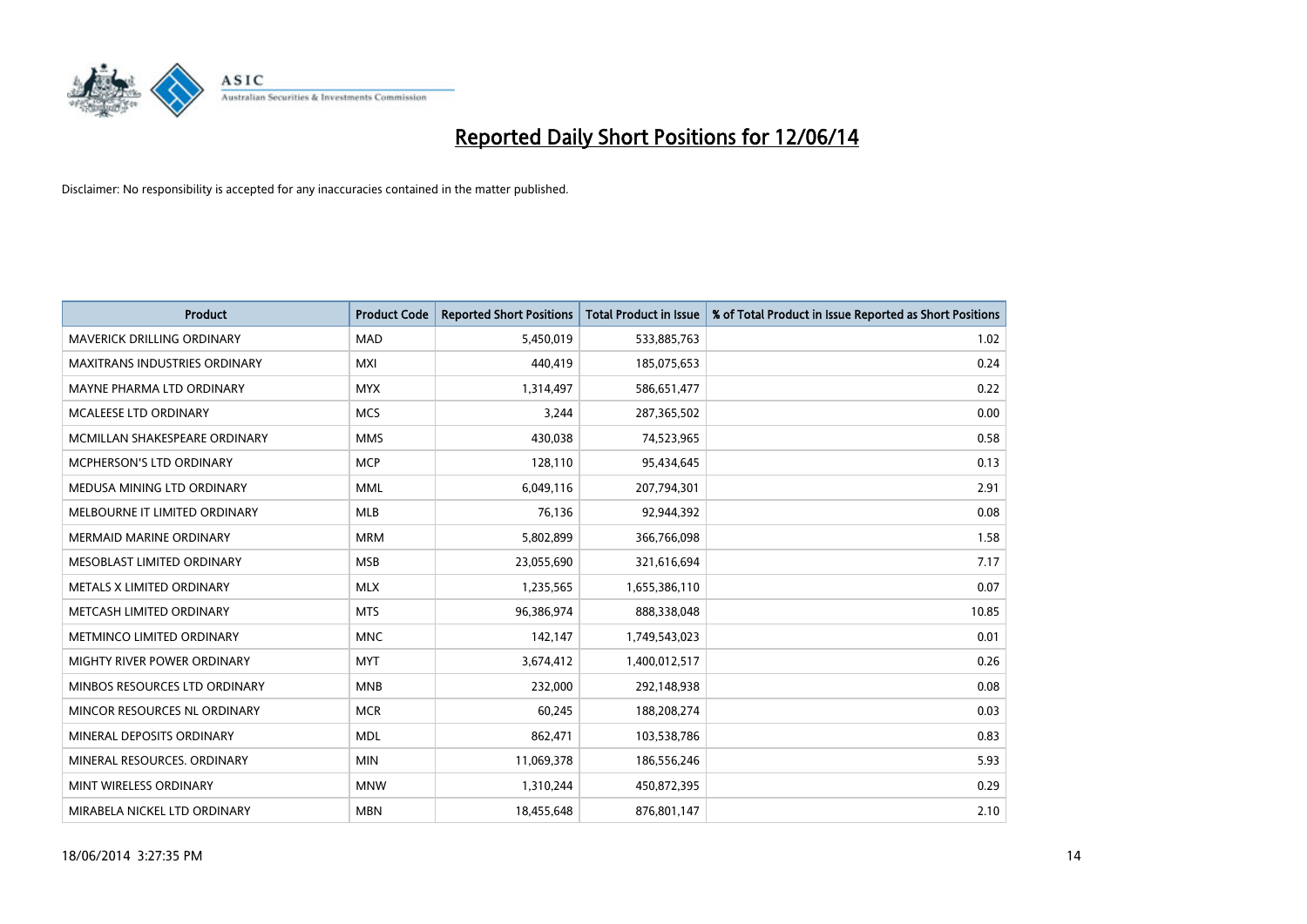# Reported Daily Short Positions for 12/06/14

Disclaimer: No responsibility is accepted for any inaccuracies contained in the matter published.

| Product | Product Code | Reported Short Positions | Total Product in Issue | % of Total Product in Issue Reported as Short Positions |
|---|---|---|---|---|
| MAVERICK DRILLING ORDINARY | MAD | 5,450,019 | 533,885,763 | 1.02 |
| MAXITRANS INDUSTRIES ORDINARY | MXI | 440,419 | 185,075,653 | 0.24 |
| MAYNE PHARMA LTD ORDINARY | MYX | 1,314,497 | 586,651,477 | 0.22 |
| MCALEESE LTD ORDINARY | MCS | 3,244 | 287,365,502 | 0.00 |
| MCMILLAN SHAKESPEARE ORDINARY | MMS | 430,038 | 74,523,965 | 0.58 |
| MCPHERSON'S LTD ORDINARY | MCP | 128,110 | 95,434,645 | 0.13 |
| MEDUSA MINING LTD ORDINARY | MML | 6,049,116 | 207,794,301 | 2.91 |
| MELBOURNE IT LIMITED ORDINARY | MLB | 76,136 | 92,944,392 | 0.08 |
| MERMAID MARINE ORDINARY | MRM | 5,802,899 | 366,766,098 | 1.58 |
| MESOBLAST LIMITED ORDINARY | MSB | 23,055,690 | 321,616,694 | 7.17 |
| METALS X LIMITED ORDINARY | MLX | 1,235,565 | 1,655,386,110 | 0.07 |
| METCASH LIMITED ORDINARY | MTS | 96,386,974 | 888,338,048 | 10.85 |
| METMINCO LIMITED ORDINARY | MNC | 142,147 | 1,749,543,023 | 0.01 |
| MIGHTY RIVER POWER ORDINARY | MYT | 3,674,412 | 1,400,012,517 | 0.26 |
| MINBOS RESOURCES LTD ORDINARY | MNB | 232,000 | 292,148,938 | 0.08 |
| MINCOR RESOURCES NL ORDINARY | MCR | 60,245 | 188,208,274 | 0.03 |
| MINERAL DEPOSITS ORDINARY | MDL | 862,471 | 103,538,786 | 0.83 |
| MINERAL RESOURCES. ORDINARY | MIN | 11,069,378 | 186,556,246 | 5.93 |
| MINT WIRELESS ORDINARY | MNW | 1,310,244 | 450,872,395 | 0.29 |
| MIRABELA NICKEL LTD ORDINARY | MBN | 18,455,648 | 876,801,147 | 2.10 |

18/06/2014 3:27:35 PM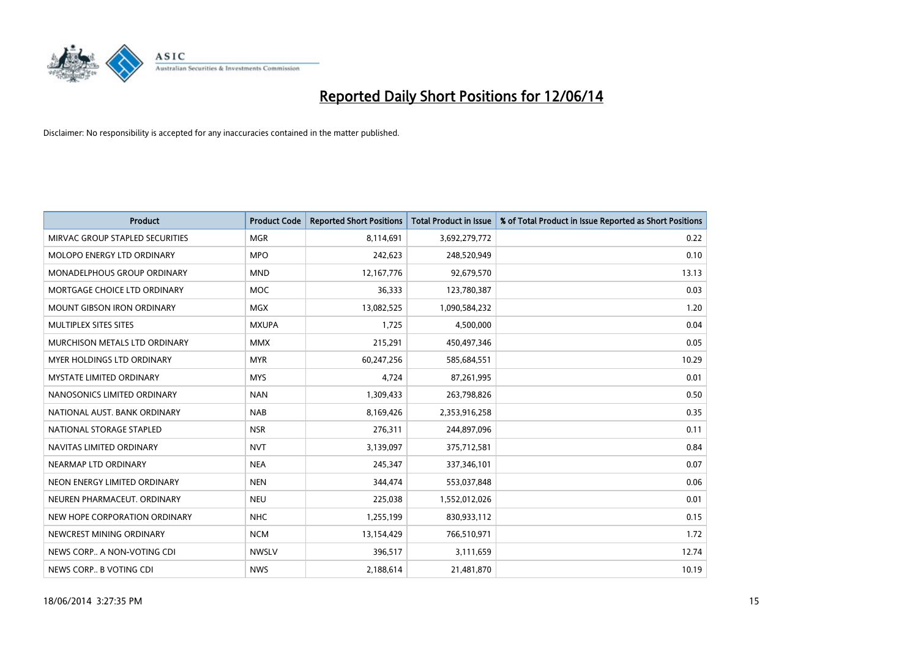# Reported Daily Short Positions for 12/06/14

Disclaimer: No responsibility is accepted for any inaccuracies contained in the matter published.

| Product | Product Code | Reported Short Positions | Total Product in Issue | % of Total Product in Issue Reported as Short Positions |
|---|---|---|---|---|
| MIRVAC GROUP STAPLED SECURITIES | MGR | 8,114,691 | 3,692,279,772 | 0.22 |
| MOLOPO ENERGY LTD ORDINARY | MPO | 242,623 | 248,520,949 | 0.10 |
| MONADELPHOUS GROUP ORDINARY | MND | 12,167,776 | 92,679,570 | 13.13 |
| MORTGAGE CHOICE LTD ORDINARY | MOC | 36,333 | 123,780,387 | 0.03 |
| MOUNT GIBSON IRON ORDINARY | MGX | 13,082,525 | 1,090,584,232 | 1.20 |
| MULTIPLEX SITES SITES | MXUPA | 1,725 | 4,500,000 | 0.04 |
| MURCHISON METALS LTD ORDINARY | MMX | 215,291 | 450,497,346 | 0.05 |
| MYER HOLDINGS LTD ORDINARY | MYR | 60,247,256 | 585,684,551 | 10.29 |
| MYSTATE LIMITED ORDINARY | MYS | 4,724 | 87,261,995 | 0.01 |
| NANOSONICS LIMITED ORDINARY | NAN | 1,309,433 | 263,798,826 | 0.50 |
| NATIONAL AUST. BANK ORDINARY | NAB | 8,169,426 | 2,353,916,258 | 0.35 |
| NATIONAL STORAGE STAPLED | NSR | 276,311 | 244,897,096 | 0.11 |
| NAVITAS LIMITED ORDINARY | NVT | 3,139,097 | 375,712,581 | 0.84 |
| NEARMAP LTD ORDINARY | NEA | 245,347 | 337,346,101 | 0.07 |
| NEON ENERGY LIMITED ORDINARY | NEN | 344,474 | 553,037,848 | 0.06 |
| NEUREN PHARMACEUT. ORDINARY | NEU | 225,038 | 1,552,012,026 | 0.01 |
| NEW HOPE CORPORATION ORDINARY | NHC | 1,255,199 | 830,933,112 | 0.15 |
| NEWCREST MINING ORDINARY | NCM | 13,154,429 | 766,510,971 | 1.72 |
| NEWS CORP.. A NON-VOTING CDI | NWSLV | 396,517 | 3,111,659 | 12.74 |
| NEWS CORP.. B VOTING CDI | NWS | 2,188,614 | 21,481,870 | 10.19 |

18/06/2014 3:27:35 PM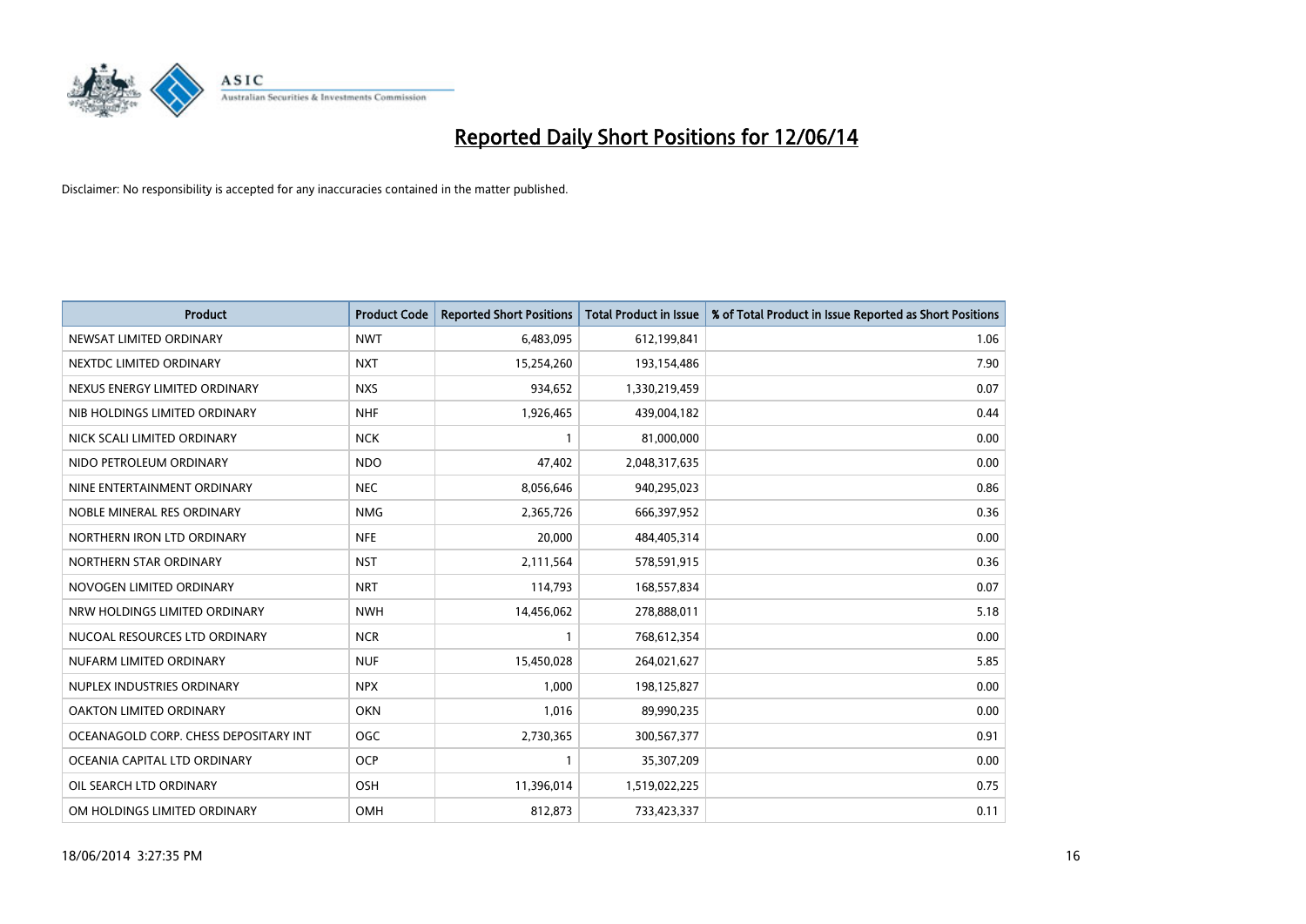# Reported Daily Short Positions for 12/06/14

Disclaimer: No responsibility is accepted for any inaccuracies contained in the matter published.

| Product | Product Code | Reported Short Positions | Total Product in Issue | % of Total Product in Issue Reported as Short Positions |
|---|---|---|---|---|
| NEWSAT LIMITED ORDINARY | NWT | 6,483,095 | 612,199,841 | 1.06 |
| NEXTDC LIMITED ORDINARY | NXT | 15,254,260 | 193,154,486 | 7.90 |
| NEXUS ENERGY LIMITED ORDINARY | NXS | 934,652 | 1,330,219,459 | 0.07 |
| NIB HOLDINGS LIMITED ORDINARY | NHF | 1,926,465 | 439,004,182 | 0.44 |
| NICK SCALI LIMITED ORDINARY | NCK | 1 | 81,000,000 | 0.00 |
| NIDO PETROLEUM ORDINARY | NDO | 47,402 | 2,048,317,635 | 0.00 |
| NINE ENTERTAINMENT ORDINARY | NEC | 8,056,646 | 940,295,023 | 0.86 |
| NOBLE MINERAL RES ORDINARY | NMG | 2,365,726 | 666,397,952 | 0.36 |
| NORTHERN IRON LTD ORDINARY | NFE | 20,000 | 484,405,314 | 0.00 |
| NORTHERN STAR ORDINARY | NST | 2,111,564 | 578,591,915 | 0.36 |
| NOVOGEN LIMITED ORDINARY | NRT | 114,793 | 168,557,834 | 0.07 |
| NRW HOLDINGS LIMITED ORDINARY | NWH | 14,456,062 | 278,888,011 | 5.18 |
| NUCOAL RESOURCES LTD ORDINARY | NCR | 1 | 768,612,354 | 0.00 |
| NUFARM LIMITED ORDINARY | NUF | 15,450,028 | 264,021,627 | 5.85 |
| NUPLEX INDUSTRIES ORDINARY | NPX | 1,000 | 198,125,827 | 0.00 |
| OAKTON LIMITED ORDINARY | OKN | 1,016 | 89,990,235 | 0.00 |
| OCEANAGOLD CORP. CHESS DEPOSITARY INT | OGC | 2,730,365 | 300,567,377 | 0.91 |
| OCEANIA CAPITAL LTD ORDINARY | OCP | 1 | 35,307,209 | 0.00 |
| OIL SEARCH LTD ORDINARY | OSH | 11,396,014 | 1,519,022,225 | 0.75 |
| OM HOLDINGS LIMITED ORDINARY | OMH | 812,873 | 733,423,337 | 0.11 |

18/06/2014 3:27:35 PM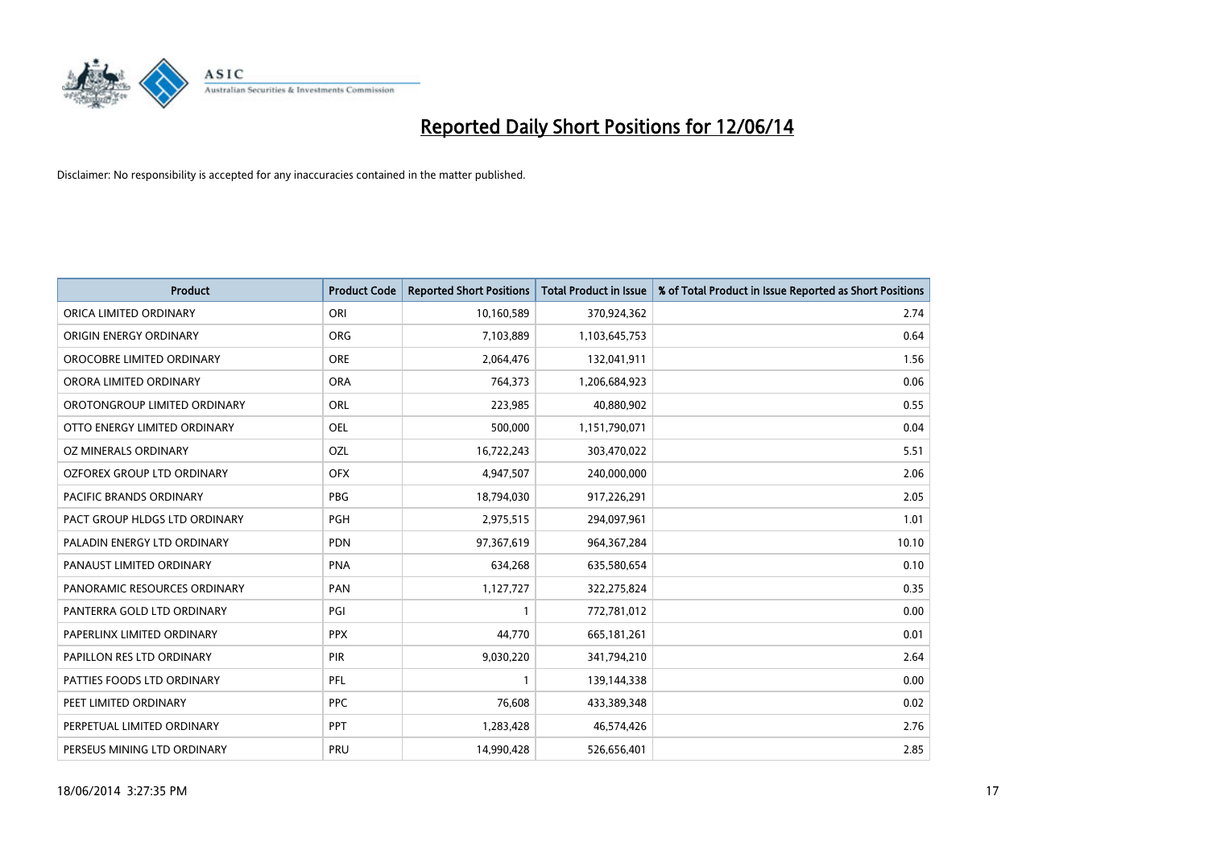# Reported Daily Short Positions for 12/06/14

Disclaimer: No responsibility is accepted for any inaccuracies contained in the matter published.

| Product | Product Code | Reported Short Positions | Total Product in Issue | % of Total Product in Issue Reported as Short Positions |
|---|---|---|---|---|
| ORICA LIMITED ORDINARY | ORI | 10,160,589 | 370,924,362 | 2.74 |
| ORIGIN ENERGY ORDINARY | ORG | 7,103,889 | 1,103,645,753 | 0.64 |
| OROCOBRE LIMITED ORDINARY | ORE | 2,064,476 | 132,041,911 | 1.56 |
| ORORA LIMITED ORDINARY | ORA | 764,373 | 1,206,684,923 | 0.06 |
| OROTONGROUP LIMITED ORDINARY | ORL | 223,985 | 40,880,902 | 0.55 |
| OTTO ENERGY LIMITED ORDINARY | OEL | 500,000 | 1,151,790,071 | 0.04 |
| OZ MINERALS ORDINARY | OZL | 16,722,243 | 303,470,022 | 5.51 |
| OZFOREX GROUP LTD ORDINARY | OFX | 4,947,507 | 240,000,000 | 2.06 |
| PACIFIC BRANDS ORDINARY | PBG | 18,794,030 | 917,226,291 | 2.05 |
| PACT GROUP HLDGS LTD ORDINARY | PGH | 2,975,515 | 294,097,961 | 1.01 |
| PALADIN ENERGY LTD ORDINARY | PDN | 97,367,619 | 964,367,284 | 10.10 |
| PANAUST LIMITED ORDINARY | PNA | 634,268 | 635,580,654 | 0.10 |
| PANORAMIC RESOURCES ORDINARY | PAN | 1,127,727 | 322,275,824 | 0.35 |
| PANTERRA GOLD LTD ORDINARY | PGI | 1 | 772,781,012 | 0.00 |
| PAPERLINX LIMITED ORDINARY | PPX | 44,770 | 665,181,261 | 0.01 |
| PAPILLON RES LTD ORDINARY | PIR | 9,030,220 | 341,794,210 | 2.64 |
| PATTIES FOODS LTD ORDINARY | PFL | 1 | 139,144,338 | 0.00 |
| PEET LIMITED ORDINARY | PPC | 76,608 | 433,389,348 | 0.02 |
| PERPETUAL LIMITED ORDINARY | PPT | 1,283,428 | 46,574,426 | 2.76 |
| PERSEUS MINING LTD ORDINARY | PRU | 14,990,428 | 526,656,401 | 2.85 |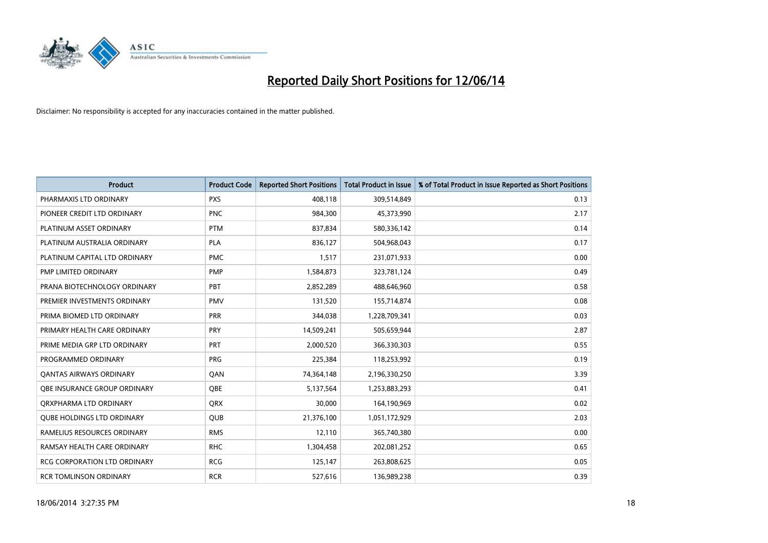# Reported Daily Short Positions for 12/06/14

Disclaimer: No responsibility is accepted for any inaccuracies contained in the matter published.

| Product | Product Code | Reported Short Positions | Total Product in Issue | % of Total Product in Issue Reported as Short Positions |
| --- | --- | --- | --- | --- |
| PHARMAXIS LTD ORDINARY | PXS | 408,118 | 309,514,849 | 0.13 |
| PIONEER CREDIT LTD ORDINARY | PNC | 984,300 | 45,373,990 | 2.17 |
| PLATINUM ASSET ORDINARY | PTM | 837,834 | 580,336,142 | 0.14 |
| PLATINUM AUSTRALIA ORDINARY | PLA | 836,127 | 504,968,043 | 0.17 |
| PLATINUM CAPITAL LTD ORDINARY | PMC | 1,517 | 231,071,933 | 0.00 |
| PMP LIMITED ORDINARY | PMP | 1,584,873 | 323,781,124 | 0.49 |
| PRANA BIOTECHNOLOGY ORDINARY | PBT | 2,852,289 | 488,646,960 | 0.58 |
| PREMIER INVESTMENTS ORDINARY | PMV | 131,520 | 155,714,874 | 0.08 |
| PRIMA BIOMED LTD ORDINARY | PRR | 344,038 | 1,228,709,341 | 0.03 |
| PRIMARY HEALTH CARE ORDINARY | PRY | 14,509,241 | 505,659,944 | 2.87 |
| PRIME MEDIA GRP LTD ORDINARY | PRT | 2,000,520 | 366,330,303 | 0.55 |
| PROGRAMMED ORDINARY | PRG | 225,384 | 118,253,992 | 0.19 |
| QANTAS AIRWAYS ORDINARY | QAN | 74,364,148 | 2,196,330,250 | 3.39 |
| QBE INSURANCE GROUP ORDINARY | QBE | 5,137,564 | 1,253,883,293 | 0.41 |
| QRXPHARMA LTD ORDINARY | QRX | 30,000 | 164,190,969 | 0.02 |
| QUBE HOLDINGS LTD ORDINARY | QUB | 21,376,100 | 1,051,172,929 | 2.03 |
| RAMELIUS RESOURCES ORDINARY | RMS | 12,110 | 365,740,380 | 0.00 |
| RAMSAY HEALTH CARE ORDINARY | RHC | 1,304,458 | 202,081,252 | 0.65 |
| RCG CORPORATION LTD ORDINARY | RCG | 125,147 | 263,808,625 | 0.05 |
| RCR TOMLINSON ORDINARY | RCR | 527,616 | 136,989,238 | 0.39 |

18/06/2014 3:27:35 PM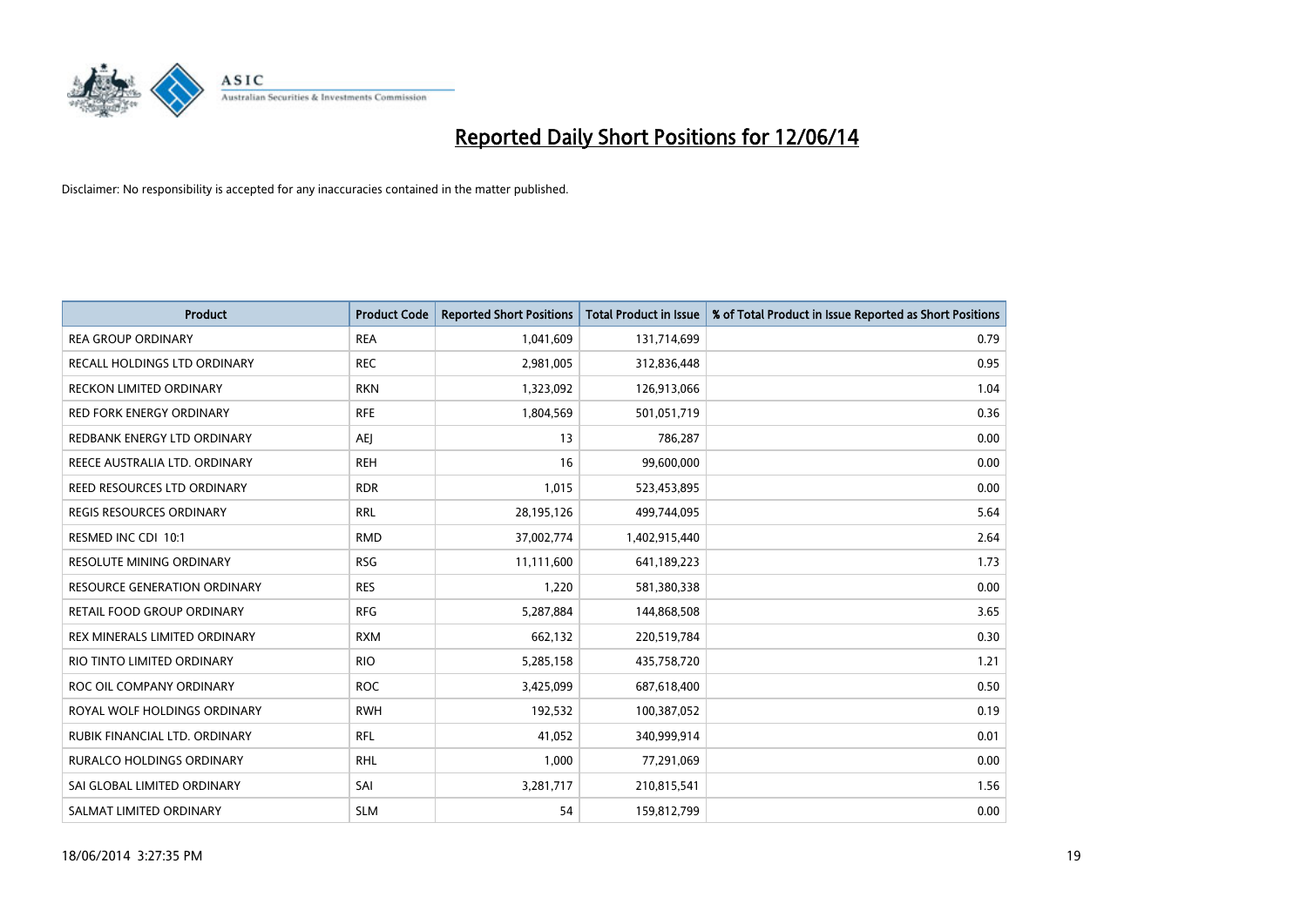# Reported Daily Short Positions for 12/06/14

Disclaimer: No responsibility is accepted for any inaccuracies contained in the matter published.

| Product | Product Code | Reported Short Positions | Total Product in Issue | % of Total Product in Issue Reported as Short Positions |
|---|---|---|---|---|
| REA GROUP ORDINARY | REA | 1,041,609 | 131,714,699 | 0.79 |
| RECALL HOLDINGS LTD ORDINARY | REC | 2,981,005 | 312,836,448 | 0.95 |
| RECKON LIMITED ORDINARY | RKN | 1,323,092 | 126,913,066 | 1.04 |
| RED FORK ENERGY ORDINARY | RFE | 1,804,569 | 501,051,719 | 0.36 |
| REDBANK ENERGY LTD ORDINARY | AEJ | 13 | 786,287 | 0.00 |
| REECE AUSTRALIA LTD. ORDINARY | REH | 16 | 99,600,000 | 0.00 |
| REED RESOURCES LTD ORDINARY | RDR | 1,015 | 523,453,895 | 0.00 |
| REGIS RESOURCES ORDINARY | RRL | 28,195,126 | 499,744,095 | 5.64 |
| RESMED INC CDI 10:1 | RMD | 37,002,774 | 1,402,915,440 | 2.64 |
| RESOLUTE MINING ORDINARY | RSG | 11,111,600 | 641,189,223 | 1.73 |
| RESOURCE GENERATION ORDINARY | RES | 1,220 | 581,380,338 | 0.00 |
| RETAIL FOOD GROUP ORDINARY | RFG | 5,287,884 | 144,868,508 | 3.65 |
| REX MINERALS LIMITED ORDINARY | RXM | 662,132 | 220,519,784 | 0.30 |
| RIO TINTO LIMITED ORDINARY | RIO | 5,285,158 | 435,758,720 | 1.21 |
| ROC OIL COMPANY ORDINARY | ROC | 3,425,099 | 687,618,400 | 0.50 |
| ROYAL WOLF HOLDINGS ORDINARY | RWH | 192,532 | 100,387,052 | 0.19 |
| RUBIK FINANCIAL LTD. ORDINARY | RFL | 41,052 | 340,999,914 | 0.01 |
| RURALCO HOLDINGS ORDINARY | RHL | 1,000 | 77,291,069 | 0.00 |
| SAI GLOBAL LIMITED ORDINARY | SAI | 3,281,717 | 210,815,541 | 1.56 |
| SALMAT LIMITED ORDINARY | SLM | 54 | 159,812,799 | 0.00 |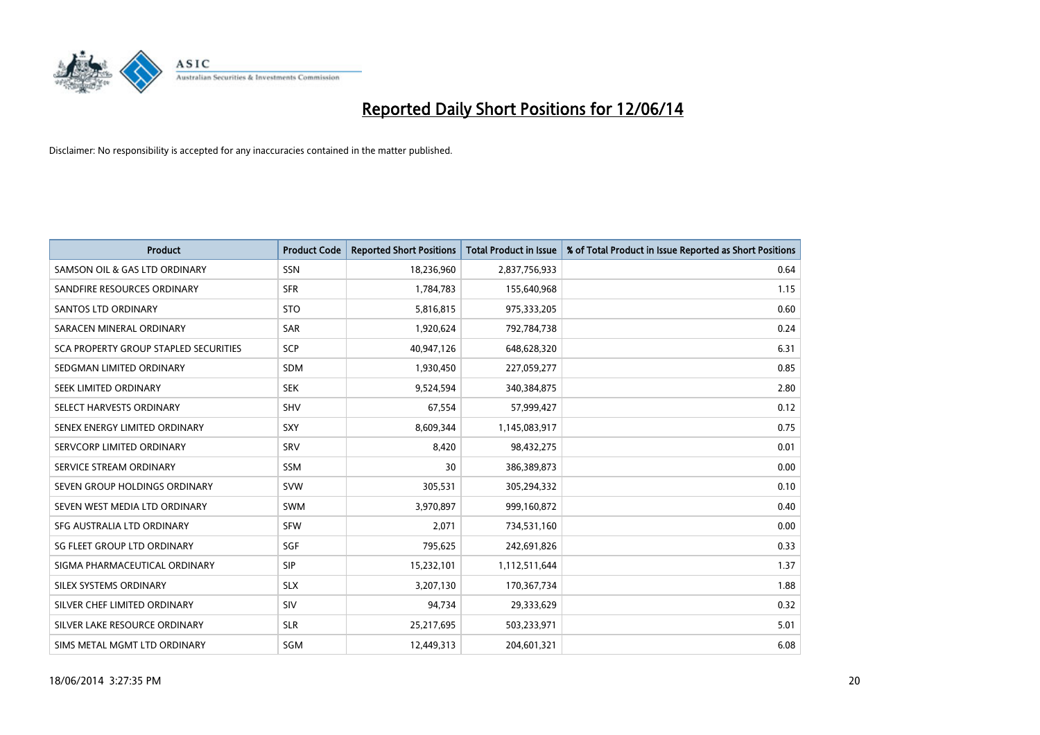# Reported Daily Short Positions for 12/06/14

Disclaimer: No responsibility is accepted for any inaccuracies contained in the matter published.

| Product | Product Code | Reported Short Positions | Total Product in Issue | % of Total Product in Issue Reported as Short Positions |
|---|---|---|---|---|
| SAMSON OIL & GAS LTD ORDINARY | SSN | 18,236,960 | 2,837,756,933 | 0.64 |
| SANDFIRE RESOURCES ORDINARY | SFR | 1,784,783 | 155,640,968 | 1.15 |
| SANTOS LTD ORDINARY | STO | 5,816,815 | 975,333,205 | 0.60 |
| SARACEN MINERAL ORDINARY | SAR | 1,920,624 | 792,784,738 | 0.24 |
| SCA PROPERTY GROUP STAPLED SECURITIES | SCP | 40,947,126 | 648,628,320 | 6.31 |
| SEDGMAN LIMITED ORDINARY | SDM | 1,930,450 | 227,059,277 | 0.85 |
| SEEK LIMITED ORDINARY | SEK | 9,524,594 | 340,384,875 | 2.80 |
| SELECT HARVESTS ORDINARY | SHV | 67,554 | 57,999,427 | 0.12 |
| SENEX ENERGY LIMITED ORDINARY | SXY | 8,609,344 | 1,145,083,917 | 0.75 |
| SERVCORP LIMITED ORDINARY | SRV | 8,420 | 98,432,275 | 0.01 |
| SERVICE STREAM ORDINARY | SSM | 30 | 386,389,873 | 0.00 |
| SEVEN GROUP HOLDINGS ORDINARY | SVW | 305,531 | 305,294,332 | 0.10 |
| SEVEN WEST MEDIA LTD ORDINARY | SWM | 3,970,897 | 999,160,872 | 0.40 |
| SFG AUSTRALIA LTD ORDINARY | SFW | 2,071 | 734,531,160 | 0.00 |
| SG FLEET GROUP LTD ORDINARY | SGF | 795,625 | 242,691,826 | 0.33 |
| SIGMA PHARMACEUTICAL ORDINARY | SIP | 15,232,101 | 1,112,511,644 | 1.37 |
| SILEX SYSTEMS ORDINARY | SLX | 3,207,130 | 170,367,734 | 1.88 |
| SILVER CHEF LIMITED ORDINARY | SIV | 94,734 | 29,333,629 | 0.32 |
| SILVER LAKE RESOURCE ORDINARY | SLR | 25,217,695 | 503,233,971 | 5.01 |
| SIMS METAL MGMT LTD ORDINARY | SGM | 12,449,313 | 204,601,321 | 6.08 |

18/06/2014 3:27:35 PM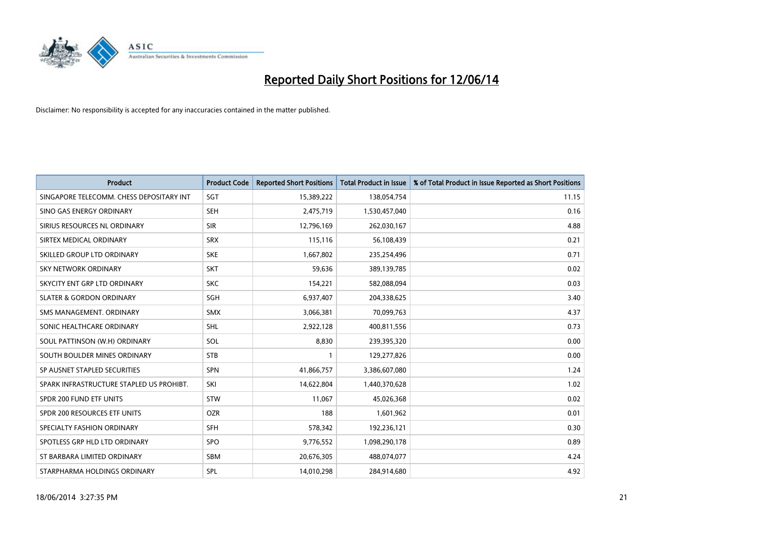# Reported Daily Short Positions for 12/06/14

Disclaimer: No responsibility is accepted for any inaccuracies contained in the matter published.

| Product | Product Code | Reported Short Positions | Total Product in Issue | % of Total Product in Issue Reported as Short Positions |
|---|---|---|---|---|
| SINGAPORE TELECOMM. CHESS DEPOSITARY INT | SGT | 15,389,222 | 138,054,754 | 11.15 |
| SINO GAS ENERGY ORDINARY | SEH | 2,475,719 | 1,530,457,040 | 0.16 |
| SIRIUS RESOURCES NL ORDINARY | SIR | 12,796,169 | 262,030,167 | 4.88 |
| SIRTEX MEDICAL ORDINARY | SRX | 115,116 | 56,108,439 | 0.21 |
| SKILLED GROUP LTD ORDINARY | SKE | 1,667,802 | 235,254,496 | 0.71 |
| SKY NETWORK ORDINARY | SKT | 59,636 | 389,139,785 | 0.02 |
| SKYCITY ENT GRP LTD ORDINARY | SKC | 154,221 | 582,088,094 | 0.03 |
| SLATER & GORDON ORDINARY | SGH | 6,937,407 | 204,338,625 | 3.40 |
| SMS MANAGEMENT. ORDINARY | SMX | 3,066,381 | 70,099,763 | 4.37 |
| SONIC HEALTHCARE ORDINARY | SHL | 2,922,128 | 400,811,556 | 0.73 |
| SOUL PATTINSON (W.H) ORDINARY | SOL | 8,830 | 239,395,320 | 0.00 |
| SOUTH BOULDER MINES ORDINARY | STB | 1 | 129,277,826 | 0.00 |
| SP AUSNET STAPLED SECURITIES | SPN | 41,866,757 | 3,386,607,080 | 1.24 |
| SPARK INFRASTRUCTURE STAPLED US PROHIBT. | SKI | 14,622,804 | 1,440,370,628 | 1.02 |
| SPDR 200 FUND ETF UNITS | STW | 11,067 | 45,026,368 | 0.02 |
| SPDR 200 RESOURCES ETF UNITS | OZR | 188 | 1,601,962 | 0.01 |
| SPECIALTY FASHION ORDINARY | SFH | 578,342 | 192,236,121 | 0.30 |
| SPOTLESS GRP HLD LTD ORDINARY | SPO | 9,776,552 | 1,098,290,178 | 0.89 |
| ST BARBARA LIMITED ORDINARY | SBM | 20,676,305 | 488,074,077 | 4.24 |
| STARPHARMA HOLDINGS ORDINARY | SPL | 14,010,298 | 284,914,680 | 4.92 |

18/06/2014 3:27:35 PM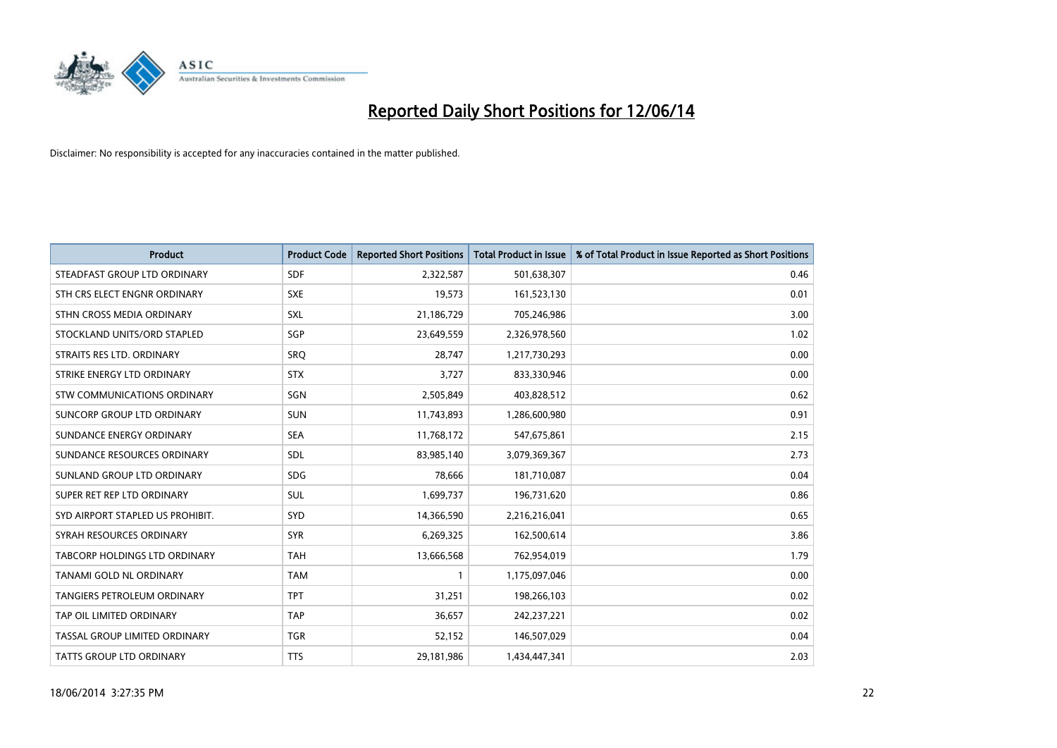# Reported Daily Short Positions for 12/06/14

Disclaimer: No responsibility is accepted for any inaccuracies contained in the matter published.

| Product | Product Code | Reported Short Positions | Total Product in Issue | % of Total Product in Issue Reported as Short Positions |
|---|---|---|---|---|
| STEADFAST GROUP LTD ORDINARY | SDF | 2,322,587 | 501,638,307 | 0.46 |
| STH CRS ELECT ENGNR ORDINARY | SXE | 19,573 | 161,523,130 | 0.01 |
| STHN CROSS MEDIA ORDINARY | SXL | 21,186,729 | 705,246,986 | 3.00 |
| STOCKLAND UNITS/ORD STAPLED | SGP | 23,649,559 | 2,326,978,560 | 1.02 |
| STRAITS RES LTD. ORDINARY | SRQ | 28,747 | 1,217,730,293 | 0.00 |
| STRIKE ENERGY LTD ORDINARY | STX | 3,727 | 833,330,946 | 0.00 |
| STW COMMUNICATIONS ORDINARY | SGN | 2,505,849 | 403,828,512 | 0.62 |
| SUNCORP GROUP LTD ORDINARY | SUN | 11,743,893 | 1,286,600,980 | 0.91 |
| SUNDANCE ENERGY ORDINARY | SEA | 11,768,172 | 547,675,861 | 2.15 |
| SUNDANCE RESOURCES ORDINARY | SDL | 83,985,140 | 3,079,369,367 | 2.73 |
| SUNLAND GROUP LTD ORDINARY | SDG | 78,666 | 181,710,087 | 0.04 |
| SUPER RET REP LTD ORDINARY | SUL | 1,699,737 | 196,731,620 | 0.86 |
| SYD AIRPORT STAPLED US PROHIBIT. | SYD | 14,366,590 | 2,216,216,041 | 0.65 |
| SYRAH RESOURCES ORDINARY | SYR | 6,269,325 | 162,500,614 | 3.86 |
| TABCORP HOLDINGS LTD ORDINARY | TAH | 13,666,568 | 762,954,019 | 1.79 |
| TANAMI GOLD NL ORDINARY | TAM | 1 | 1,175,097,046 | 0.00 |
| TANGIERS PETROLEUM ORDINARY | TPT | 31,251 | 198,266,103 | 0.02 |
| TAP OIL LIMITED ORDINARY | TAP | 36,657 | 242,237,221 | 0.02 |
| TASSAL GROUP LIMITED ORDINARY | TGR | 52,152 | 146,507,029 | 0.04 |
| TATTS GROUP LTD ORDINARY | TTS | 29,181,986 | 1,434,447,341 | 2.03 |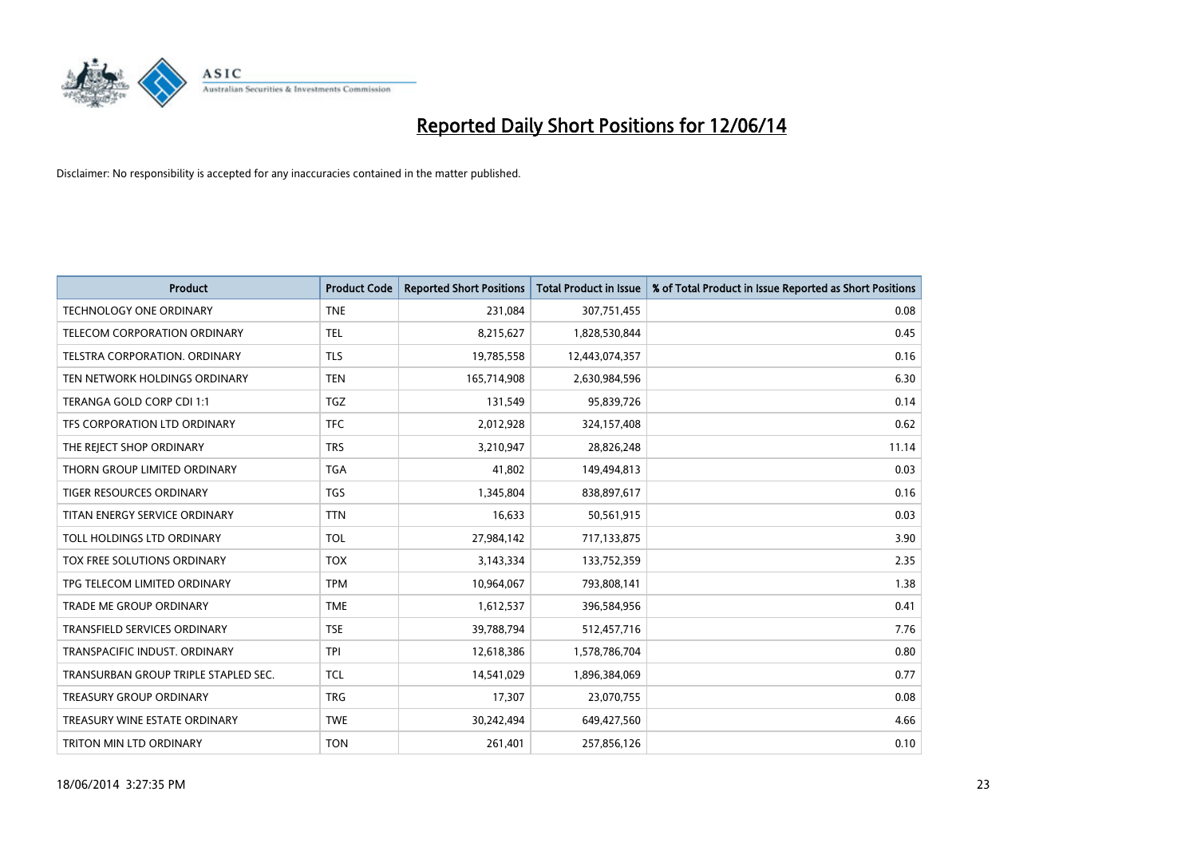# Reported Daily Short Positions for 12/06/14

Disclaimer: No responsibility is accepted for any inaccuracies contained in the matter published.

| Product | Product Code | Reported Short Positions | Total Product in Issue | % of Total Product in Issue Reported as Short Positions |
|---|---|---|---|---|
| TECHNOLOGY ONE ORDINARY | TNE | 231,084 | 307,751,455 | 0.08 |
| TELECOM CORPORATION ORDINARY | TEL | 8,215,627 | 1,828,530,844 | 0.45 |
| TELSTRA CORPORATION. ORDINARY | TLS | 19,785,558 | 12,443,074,357 | 0.16 |
| TEN NETWORK HOLDINGS ORDINARY | TEN | 165,714,908 | 2,630,984,596 | 6.30 |
| TERANGA GOLD CORP CDI 1:1 | TGZ | 131,549 | 95,839,726 | 0.14 |
| TFS CORPORATION LTD ORDINARY | TFC | 2,012,928 | 324,157,408 | 0.62 |
| THE REJECT SHOP ORDINARY | TRS | 3,210,947 | 28,826,248 | 11.14 |
| THORN GROUP LIMITED ORDINARY | TGA | 41,802 | 149,494,813 | 0.03 |
| TIGER RESOURCES ORDINARY | TGS | 1,345,804 | 838,897,617 | 0.16 |
| TITAN ENERGY SERVICE ORDINARY | TTN | 16,633 | 50,561,915 | 0.03 |
| TOLL HOLDINGS LTD ORDINARY | TOL | 27,984,142 | 717,133,875 | 3.90 |
| TOX FREE SOLUTIONS ORDINARY | TOX | 3,143,334 | 133,752,359 | 2.35 |
| TPG TELECOM LIMITED ORDINARY | TPM | 10,964,067 | 793,808,141 | 1.38 |
| TRADE ME GROUP ORDINARY | TME | 1,612,537 | 396,584,956 | 0.41 |
| TRANSFIELD SERVICES ORDINARY | TSE | 39,788,794 | 512,457,716 | 7.76 |
| TRANSPACIFIC INDUST. ORDINARY | TPI | 12,618,386 | 1,578,786,704 | 0.80 |
| TRANSURBAN GROUP TRIPLE STAPLED SEC. | TCL | 14,541,029 | 1,896,384,069 | 0.77 |
| TREASURY GROUP ORDINARY | TRG | 17,307 | 23,070,755 | 0.08 |
| TREASURY WINE ESTATE ORDINARY | TWE | 30,242,494 | 649,427,560 | 4.66 |
| TRITON MIN LTD ORDINARY | TON | 261,401 | 257,856,126 | 0.10 |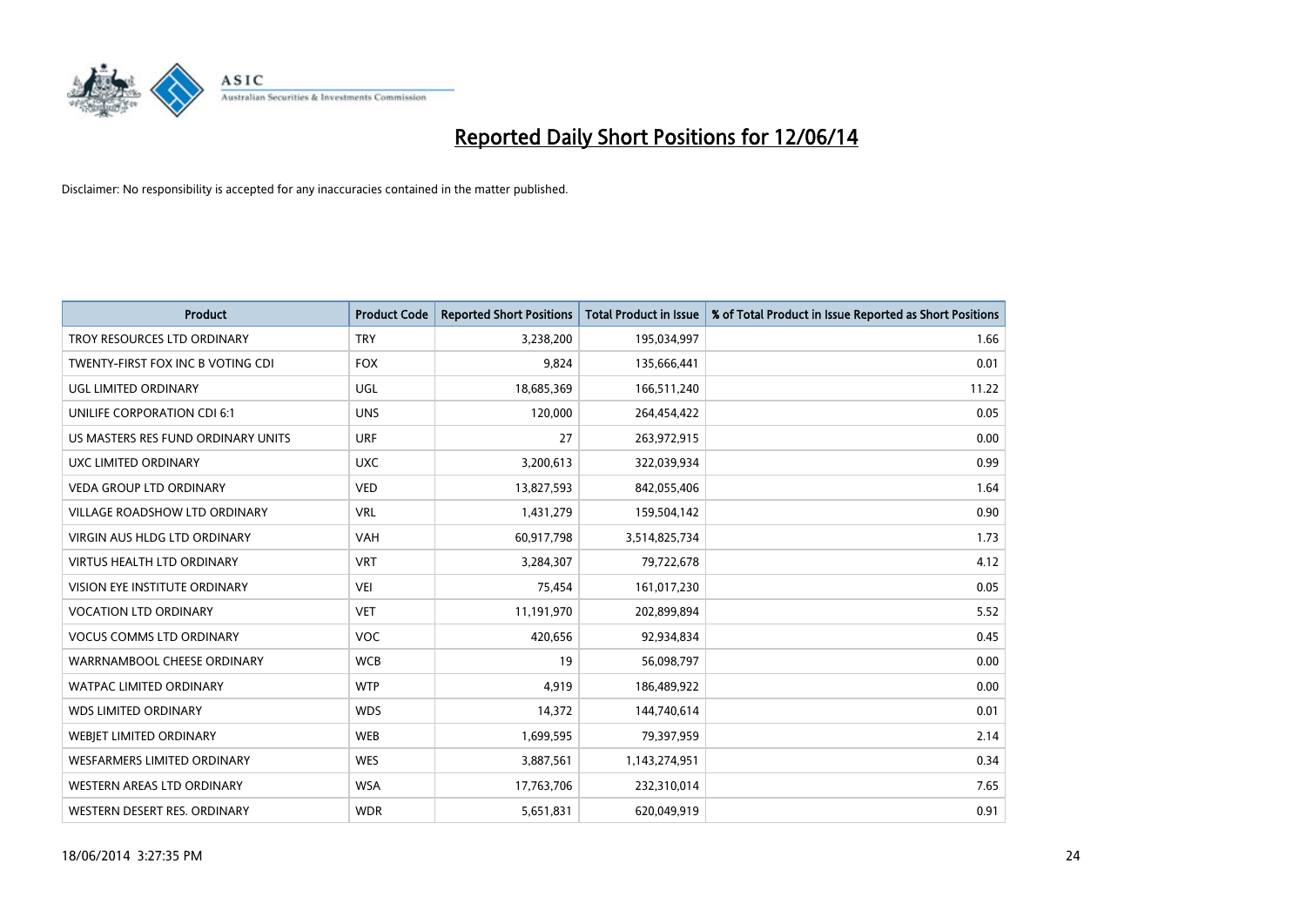# Reported Daily Short Positions for 12/06/14

Disclaimer: No responsibility is accepted for any inaccuracies contained in the matter published.

| Product | Product Code | Reported Short Positions | Total Product in Issue | % of Total Product in Issue Reported as Short Positions |
|---|---|---|---|---|
| TROY RESOURCES LTD ORDINARY | TRY | 3,238,200 | 195,034,997 | 1.66 |
| TWENTY-FIRST FOX INC B VOTING CDI | FOX | 9,824 | 135,666,441 | 0.01 |
| UGL LIMITED ORDINARY | UGL | 18,685,369 | 166,511,240 | 11.22 |
| UNILIFE CORPORATION CDI 6:1 | UNS | 120,000 | 264,454,422 | 0.05 |
| US MASTERS RES FUND ORDINARY UNITS | URF | 27 | 263,972,915 | 0.00 |
| UXC LIMITED ORDINARY | UXC | 3,200,613 | 322,039,934 | 0.99 |
| VEDA GROUP LTD ORDINARY | VED | 13,827,593 | 842,055,406 | 1.64 |
| VILLAGE ROADSHOW LTD ORDINARY | VRL | 1,431,279 | 159,504,142 | 0.90 |
| VIRGIN AUS HLDG LTD ORDINARY | VAH | 60,917,798 | 3,514,825,734 | 1.73 |
| VIRTUS HEALTH LTD ORDINARY | VRT | 3,284,307 | 79,722,678 | 4.12 |
| VISION EYE INSTITUTE ORDINARY | VEI | 75,454 | 161,017,230 | 0.05 |
| VOCATION LTD ORDINARY | VET | 11,191,970 | 202,899,894 | 5.52 |
| VOCUS COMMS LTD ORDINARY | VOC | 420,656 | 92,934,834 | 0.45 |
| WARRNAMBOOL CHEESE ORDINARY | WCB | 19 | 56,098,797 | 0.00 |
| WATPAC LIMITED ORDINARY | WTP | 4,919 | 186,489,922 | 0.00 |
| WDS LIMITED ORDINARY | WDS | 14,372 | 144,740,614 | 0.01 |
| WEBJET LIMITED ORDINARY | WEB | 1,699,595 | 79,397,959 | 2.14 |
| WESFARMERS LIMITED ORDINARY | WES | 3,887,561 | 1,143,274,951 | 0.34 |
| WESTERN AREAS LTD ORDINARY | WSA | 17,763,706 | 232,310,014 | 7.65 |
| WESTERN DESERT RES. ORDINARY | WDR | 5,651,831 | 620,049,919 | 0.91 |

18/06/2014 3:27:35 PM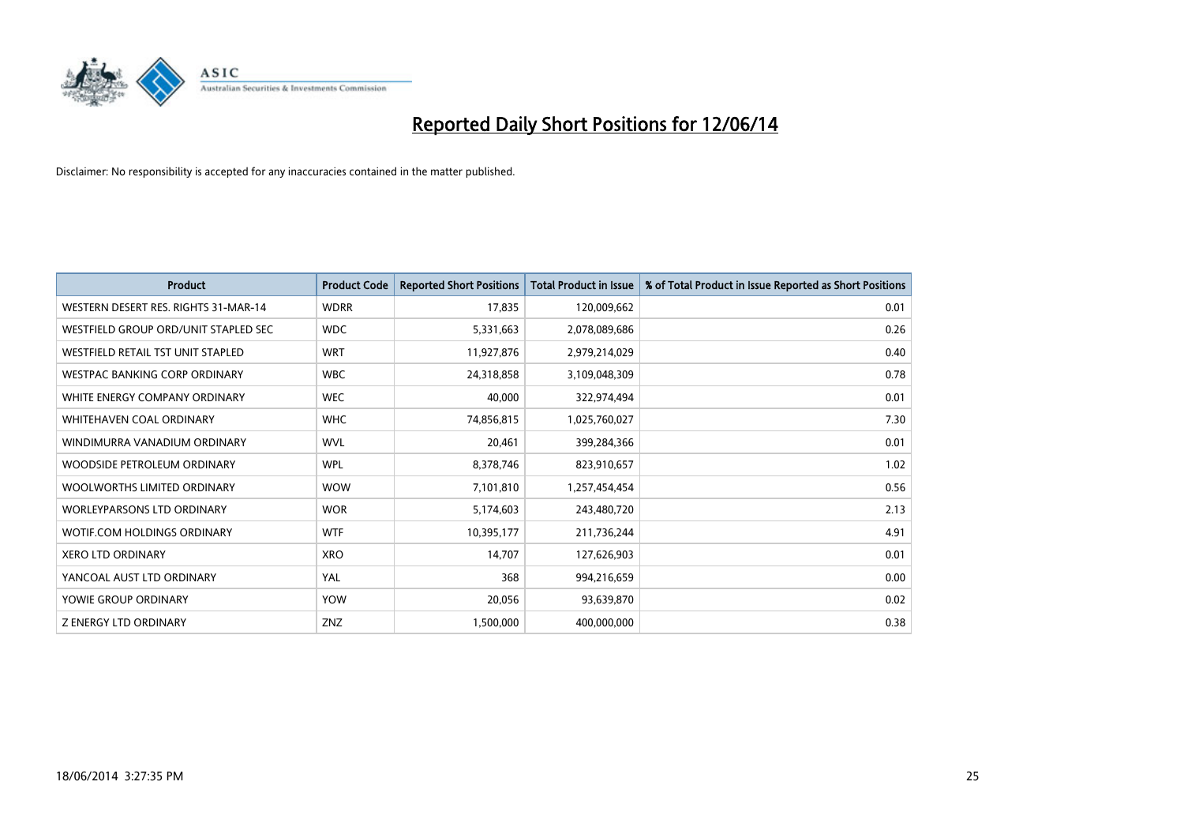# Reported Daily Short Positions for 12/06/14

Disclaimer: No responsibility is accepted for any inaccuracies contained in the matter published.

| Product | Product Code | Reported Short Positions | Total Product in Issue | % of Total Product in Issue Reported as Short Positions |
|---|---|---|---|---|
| WESTERN DESERT RES. RIGHTS 31-MAR-14 | WDRR | 17,835 | 120,009,662 | 0.01 |
| WESTFIELD GROUP ORD/UNIT STAPLED SEC | WDC | 5,331,663 | 2,078,089,686 | 0.26 |
| WESTFIELD RETAIL TST UNIT STAPLED | WRT | 11,927,876 | 2,979,214,029 | 0.40 |
| WESTPAC BANKING CORP ORDINARY | WBC | 24,318,858 | 3,109,048,309 | 0.78 |
| WHITE ENERGY COMPANY ORDINARY | WEC | 40,000 | 322,974,494 | 0.01 |
| WHITEHAVEN COAL ORDINARY | WHC | 74,856,815 | 1,025,760,027 | 7.30 |
| WINDIMURRA VANADIUM ORDINARY | WVL | 20,461 | 399,284,366 | 0.01 |
| WOODSIDE PETROLEUM ORDINARY | WPL | 8,378,746 | 823,910,657 | 1.02 |
| WOOLWORTHS LIMITED ORDINARY | WOW | 7,101,810 | 1,257,454,454 | 0.56 |
| WORLEYPARSONS LTD ORDINARY | WOR | 5,174,603 | 243,480,720 | 2.13 |
| WOTIF.COM HOLDINGS ORDINARY | WTF | 10,395,177 | 211,736,244 | 4.91 |
| XERO LTD ORDINARY | XRO | 14,707 | 127,626,903 | 0.01 |
| YANCOAL AUST LTD ORDINARY | YAL | 368 | 994,216,659 | 0.00 |
| YOWIE GROUP ORDINARY | YOW | 20,056 | 93,639,870 | 0.02 |
| Z ENERGY LTD ORDINARY | ZNZ | 1,500,000 | 400,000,000 | 0.38 |